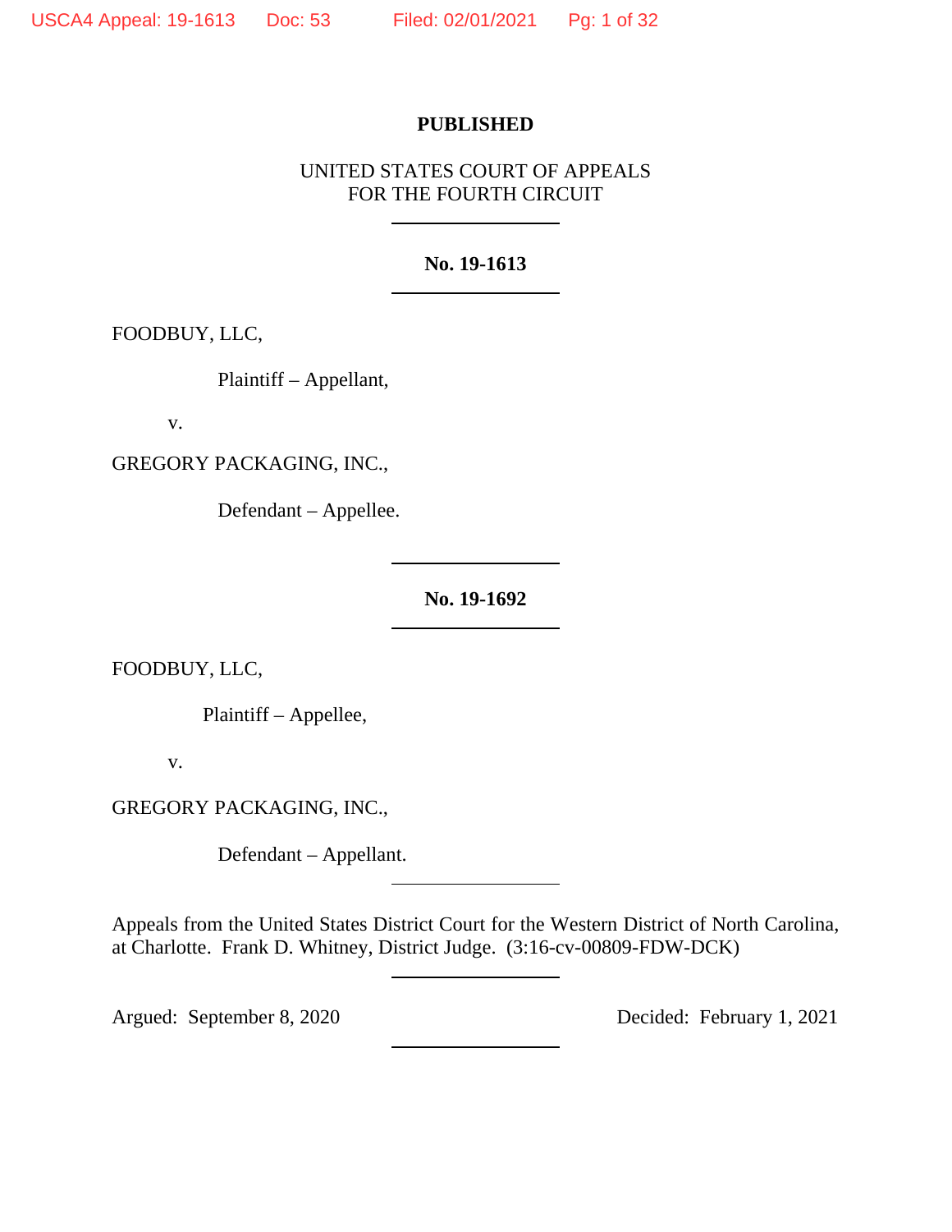**PUBLISHED**

UNITED STATES COURT OF APPEALS
FOR THE FOURTH CIRCUIT

---

**No. 19-1613**

---

FOODBUY, LLC,

Plaintiff – Appellant,

v.

GREGORY PACKAGING, INC.,

Defendant – Appellee.

---

**No. 19-1692**

---

FOODBUY, LLC,

Plaintiff – Appellee,

v.

GREGORY PACKAGING, INC.,

Defendant – Appellant.

---

Appeals from the United States District Court for the Western District of North Carolina, at Charlotte. Frank D. Whitney, District Judge. (3:16-cv-00809-FDW-DCK)

---

Argued: September 8, 2020 Decided: February 1, 2021

---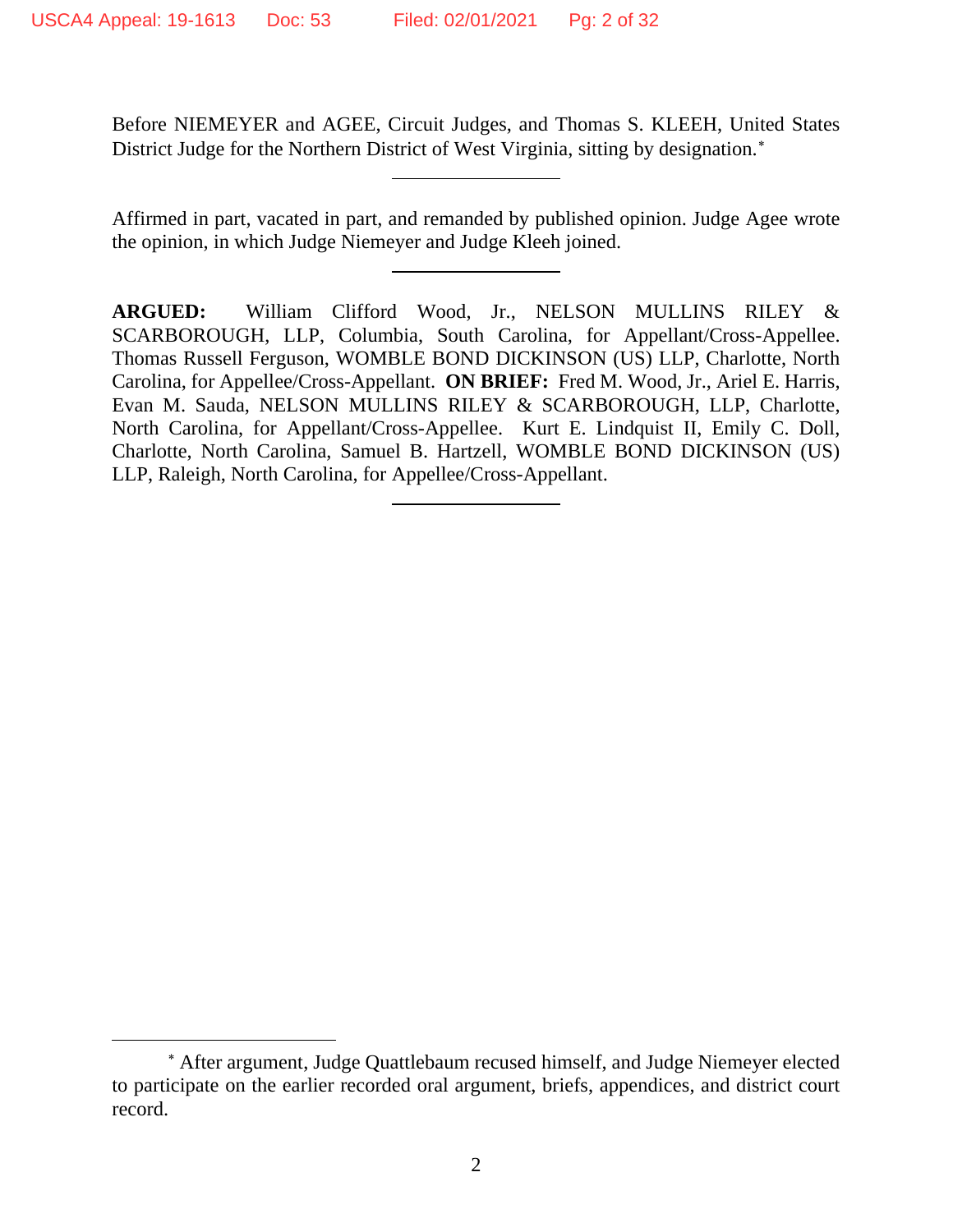Before NIEMEYER and AGEE, Circuit Judges, and Thomas S. KLEEH, United States District Judge for the Northern District of West Virginia, sitting by designation.*

---

Affirmed in part, vacated in part, and remanded by published opinion. Judge Agee wrote the opinion, in which Judge Niemeyer and Judge Kleeh joined.

---

**ARGUED:** William Clifford Wood, Jr., NELSON MULLINS RILEY & SCARBOROUGH, LLP, Columbia, South Carolina, for Appellant/Cross-Appellee. Thomas Russell Ferguson, WOMBLE BOND DICKINSON (US) LLP, Charlotte, North Carolina, for Appellee/Cross-Appellant. **ON BRIEF:** Fred M. Wood, Jr., Ariel E. Harris, Evan M. Sauda, NELSON MULLINS RILEY & SCARBOROUGH, LLP, Charlotte, North Carolina, for Appellant/Cross-Appellee. Kurt E. Lindquist II, Emily C. Doll, Charlotte, North Carolina, Samuel B. Hartzell, WOMBLE BOND DICKINSON (US) LLP, Raleigh, North Carolina, for Appellee/Cross-Appellant.

---

* After argument, Judge Quattlebaum recused himself, and Judge Niemeyer elected to participate on the earlier recorded oral argument, briefs, appendices, and district court record.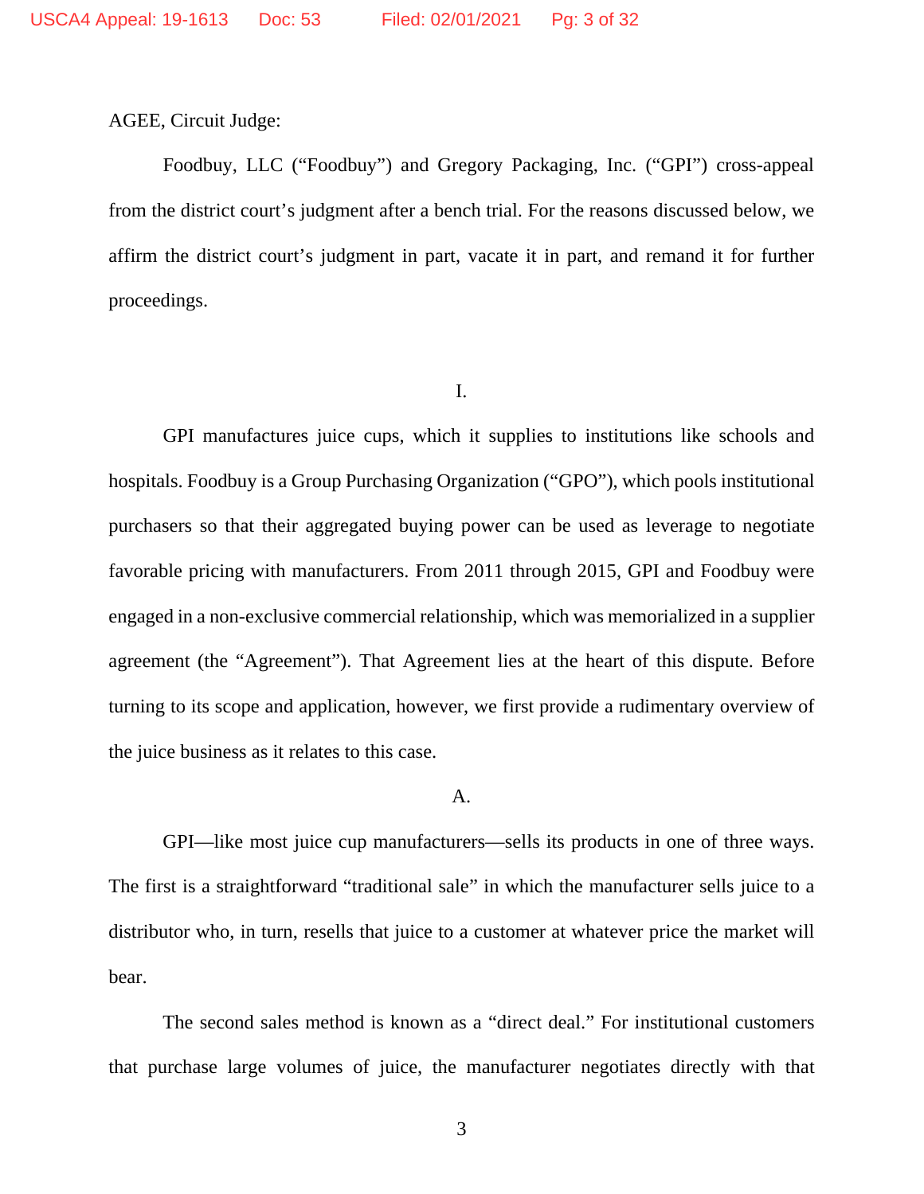AGEE, Circuit Judge:

Foodbuy, LLC ("Foodbuy") and Gregory Packaging, Inc. ("GPI") cross-appeal from the district court's judgment after a bench trial. For the reasons discussed below, we affirm the district court's judgment in part, vacate it in part, and remand it for further proceedings.

## I.

GPI manufactures juice cups, which it supplies to institutions like schools and hospitals. Foodbuy is a Group Purchasing Organization ("GPO"), which pools institutional purchasers so that their aggregated buying power can be used as leverage to negotiate favorable pricing with manufacturers. From 2011 through 2015, GPI and Foodbuy were engaged in a non-exclusive commercial relationship, which was memorialized in a supplier agreement (the "Agreement"). That Agreement lies at the heart of this dispute. Before turning to its scope and application, however, we first provide a rudimentary overview of the juice business as it relates to this case.

### A.

GPI—like most juice cup manufacturers—sells its products in one of three ways. The first is a straightforward "traditional sale" in which the manufacturer sells juice to a distributor who, in turn, resells that juice to a customer at whatever price the market will bear.

The second sales method is known as a "direct deal." For institutional customers that purchase large volumes of juice, the manufacturer negotiates directly with that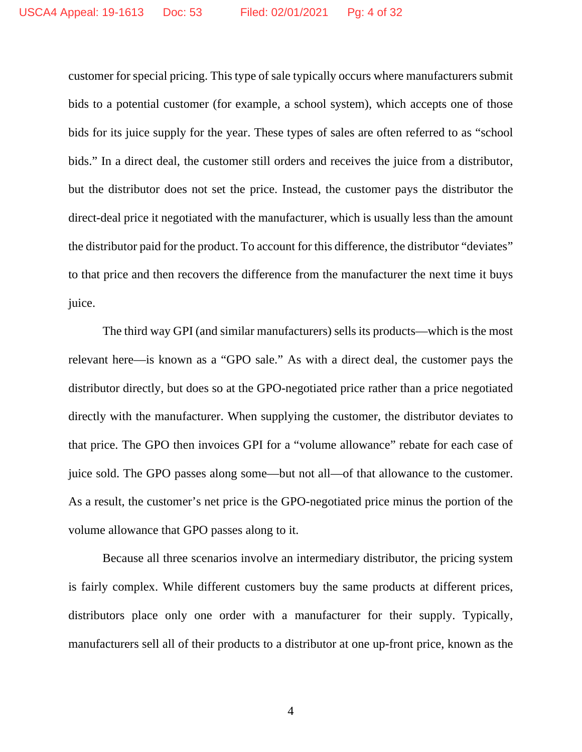customer for special pricing. This type of sale typically occurs where manufacturers submit bids to a potential customer (for example, a school system), which accepts one of those bids for its juice supply for the year. These types of sales are often referred to as "school bids." In a direct deal, the customer still orders and receives the juice from a distributor, but the distributor does not set the price. Instead, the customer pays the distributor the direct-deal price it negotiated with the manufacturer, which is usually less than the amount the distributor paid for the product. To account for this difference, the distributor "deviates" to that price and then recovers the difference from the manufacturer the next time it buys juice.

The third way GPI (and similar manufacturers) sells its products—which is the most relevant here—is known as a "GPO sale." As with a direct deal, the customer pays the distributor directly, but does so at the GPO-negotiated price rather than a price negotiated directly with the manufacturer. When supplying the customer, the distributor deviates to that price. The GPO then invoices GPI for a "volume allowance" rebate for each case of juice sold. The GPO passes along some—but not all—of that allowance to the customer. As a result, the customer's net price is the GPO-negotiated price minus the portion of the volume allowance that GPO passes along to it.

Because all three scenarios involve an intermediary distributor, the pricing system is fairly complex. While different customers buy the same products at different prices, distributors place only one order with a manufacturer for their supply. Typically, manufacturers sell all of their products to a distributor at one up-front price, known as the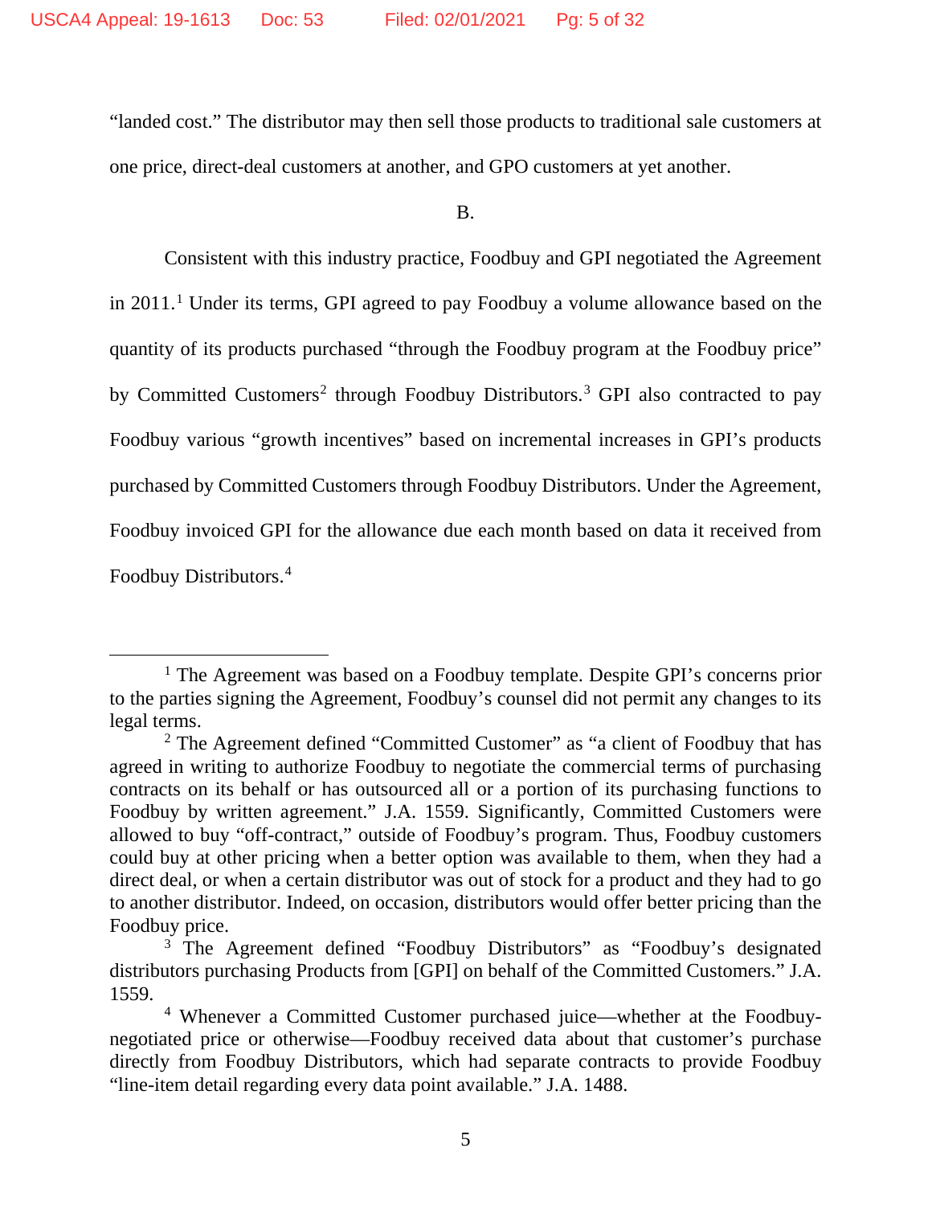"landed cost." The distributor may then sell those products to traditional sale customers at one price, direct-deal customers at another, and GPO customers at yet another.

B.

Consistent with this industry practice, Foodbuy and GPI negotiated the Agreement in 2011.[1] Under its terms, GPI agreed to pay Foodbuy a volume allowance based on the quantity of its products purchased "through the Foodbuy program at the Foodbuy price" by Committed Customers[2] through Foodbuy Distributors.[3] GPI also contracted to pay Foodbuy various "growth incentives" based on incremental increases in GPI's products purchased by Committed Customers through Foodbuy Distributors. Under the Agreement, Foodbuy invoiced GPI for the allowance due each month based on data it received from Foodbuy Distributors.[4]

---

[1] The Agreement was based on a Foodbuy template. Despite GPI's concerns prior to the parties signing the Agreement, Foodbuy's counsel did not permit any changes to its legal terms.

[2] The Agreement defined "Committed Customer" as "a client of Foodbuy that has agreed in writing to authorize Foodbuy to negotiate the commercial terms of purchasing contracts on its behalf or has outsourced all or a portion of its purchasing functions to Foodbuy by written agreement." J.A. 1559. Significantly, Committed Customers were allowed to buy "off-contract," outside of Foodbuy's program. Thus, Foodbuy customers could buy at other pricing when a better option was available to them, when they had a direct deal, or when a certain distributor was out of stock for a product and they had to go to another distributor. Indeed, on occasion, distributors would offer better pricing than the Foodbuy price.

[3] The Agreement defined "Foodbuy Distributors" as "Foodbuy's designated distributors purchasing Products from [GPI] on behalf of the Committed Customers." J.A. 1559.

[4] Whenever a Committed Customer purchased juice—whether at the Foodbuy-negotiated price or otherwise—Foodbuy received data about that customer's purchase directly from Foodbuy Distributors, which had separate contracts to provide Foodbuy "line-item detail regarding every data point available." J.A. 1488.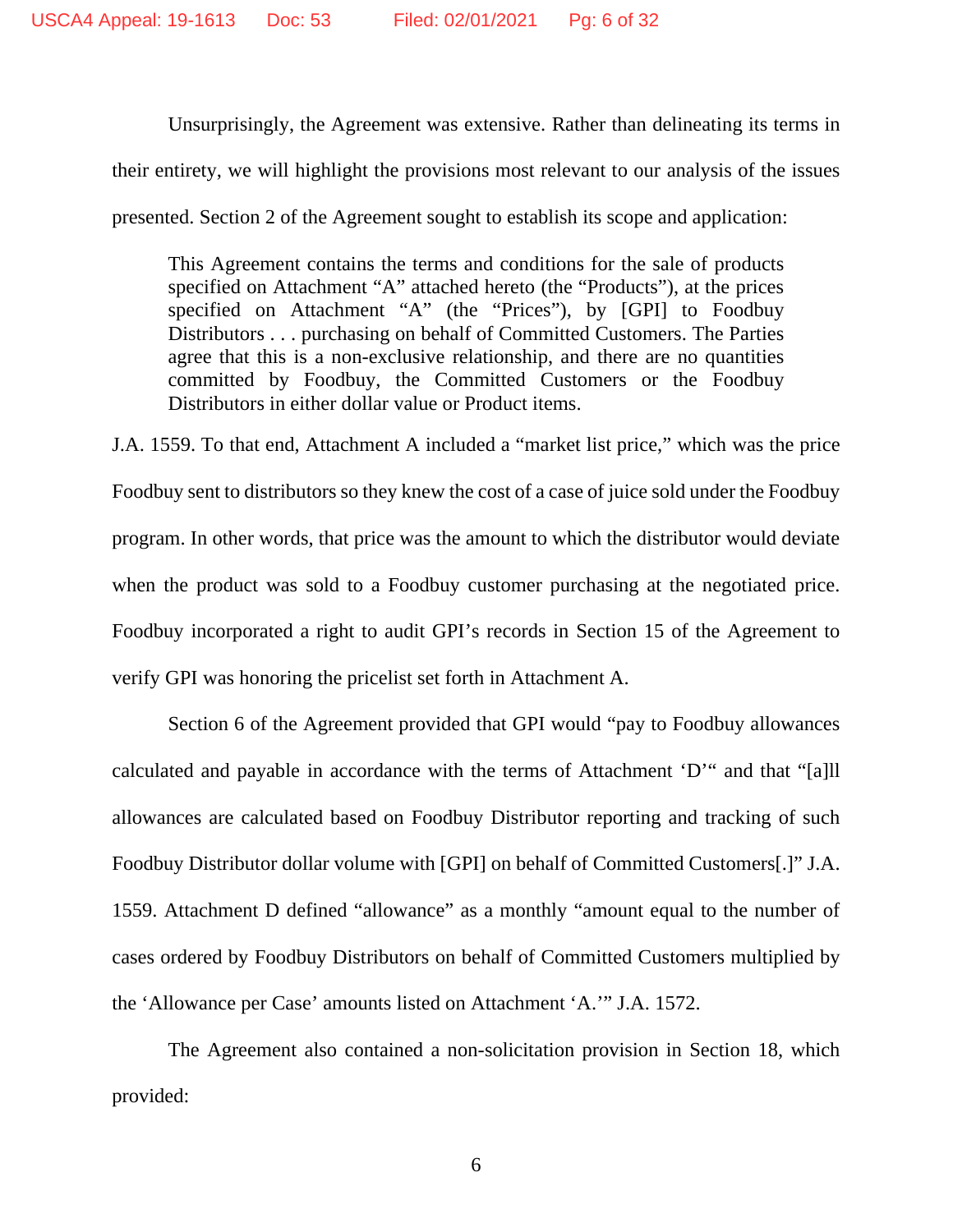Unsurprisingly, the Agreement was extensive. Rather than delineating its terms in their entirety, we will highlight the provisions most relevant to our analysis of the issues presented. Section 2 of the Agreement sought to establish its scope and application:

> This Agreement contains the terms and conditions for the sale of products specified on Attachment "A" attached hereto (the "Products"), at the prices specified on Attachment "A" (the "Prices"), by [GPI] to Foodbuy Distributors . . . purchasing on behalf of Committed Customers. The Parties agree that this is a non-exclusive relationship, and there are no quantities committed by Foodbuy, the Committed Customers or the Foodbuy Distributors in either dollar value or Product items.

J.A. 1559. To that end, Attachment A included a "market list price," which was the price Foodbuy sent to distributors so they knew the cost of a case of juice sold under the Foodbuy program. In other words, that price was the amount to which the distributor would deviate when the product was sold to a Foodbuy customer purchasing at the negotiated price. Foodbuy incorporated a right to audit GPI's records in Section 15 of the Agreement to verify GPI was honoring the pricelist set forth in Attachment A.

Section 6 of the Agreement provided that GPI would "pay to Foodbuy allowances calculated and payable in accordance with the terms of Attachment 'D'" and that "[a]ll allowances are calculated based on Foodbuy Distributor reporting and tracking of such Foodbuy Distributor dollar volume with [GPI] on behalf of Committed Customers[.]" J.A. 1559. Attachment D defined "allowance" as a monthly "amount equal to the number of cases ordered by Foodbuy Distributors on behalf of Committed Customers multiplied by the 'Allowance per Case' amounts listed on Attachment 'A.'" J.A. 1572.

The Agreement also contained a non-solicitation provision in Section 18, which provided: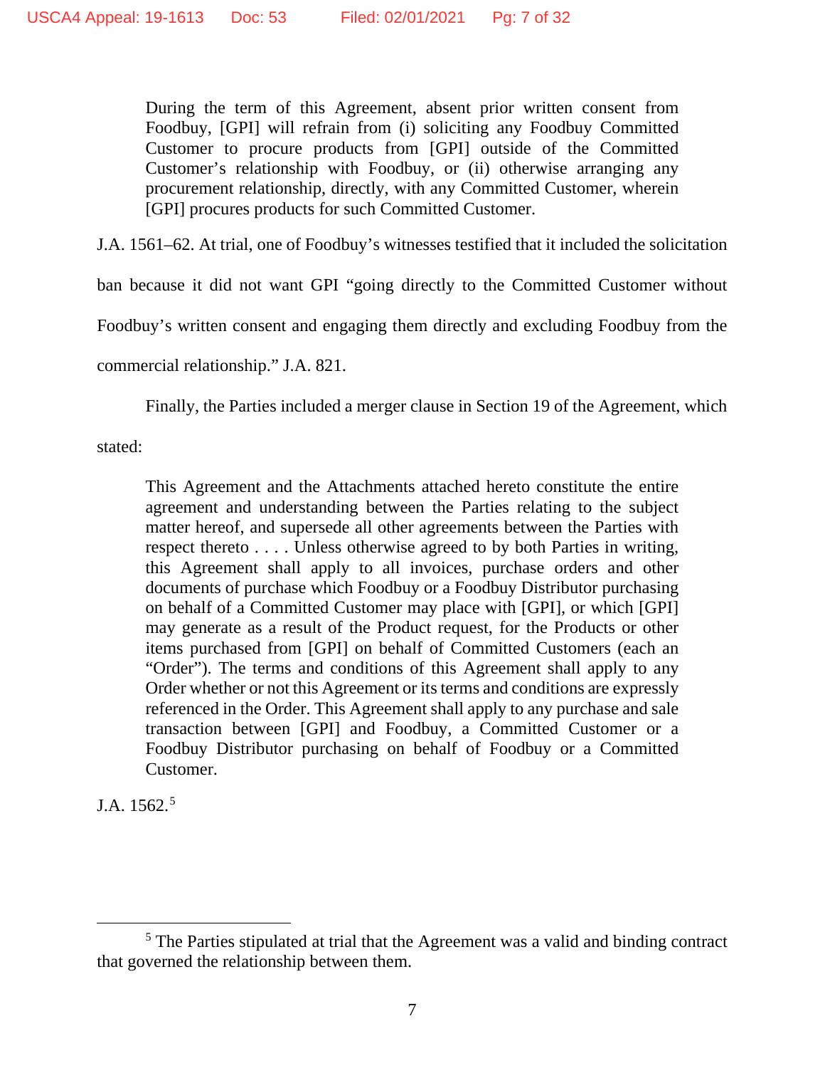> During the term of this Agreement, absent prior written consent from Foodbuy, [GPI] will refrain from (i) soliciting any Foodbuy Committed Customer to procure products from [GPI] outside of the Committed Customer's relationship with Foodbuy, or (ii) otherwise arranging any procurement relationship, directly, with any Committed Customer, wherein [GPI] procures products for such Committed Customer.

J.A. 1561–62. At trial, one of Foodbuy's witnesses testified that it included the solicitation ban because it did not want GPI "going directly to the Committed Customer without Foodbuy's written consent and engaging them directly and excluding Foodbuy from the commercial relationship." J.A. 821.

Finally, the Parties included a merger clause in Section 19 of the Agreement, which stated:

> This Agreement and the Attachments attached hereto constitute the entire agreement and understanding between the Parties relating to the subject matter hereof, and supersede all other agreements between the Parties with respect thereto . . . . Unless otherwise agreed to by both Parties in writing, this Agreement shall apply to all invoices, purchase orders and other documents of purchase which Foodbuy or a Foodbuy Distributor purchasing on behalf of a Committed Customer may place with [GPI], or which [GPI] may generate as a result of the Product request, for the Products or other items purchased from [GPI] on behalf of Committed Customers (each an "Order"). The terms and conditions of this Agreement shall apply to any Order whether or not this Agreement or its terms and conditions are expressly referenced in the Order. This Agreement shall apply to any purchase and sale transaction between [GPI] and Foodbuy, a Committed Customer or a Foodbuy Distributor purchasing on behalf of Foodbuy or a Committed Customer.

J.A. 1562.[5]

---

[5] The Parties stipulated at trial that the Agreement was a valid and binding contract that governed the relationship between them.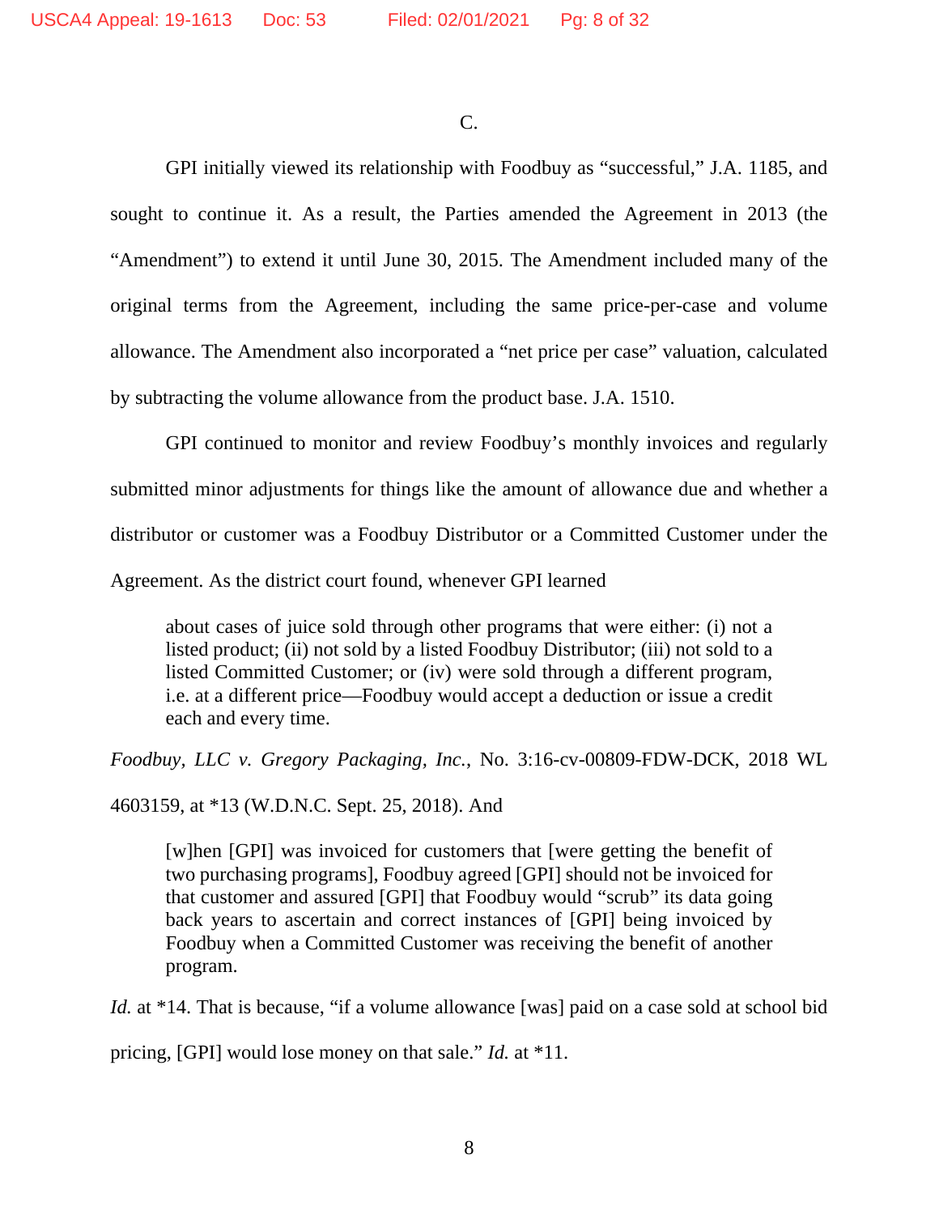C.

GPI initially viewed its relationship with Foodbuy as "successful," J.A. 1185, and sought to continue it. As a result, the Parties amended the Agreement in 2013 (the "Amendment") to extend it until June 30, 2015. The Amendment included many of the original terms from the Agreement, including the same price-per-case and volume allowance. The Amendment also incorporated a "net price per case" valuation, calculated by subtracting the volume allowance from the product base. J.A. 1510.

GPI continued to monitor and review Foodbuy's monthly invoices and regularly submitted minor adjustments for things like the amount of allowance due and whether a distributor or customer was a Foodbuy Distributor or a Committed Customer under the Agreement. As the district court found, whenever GPI learned

> about cases of juice sold through other programs that were either: (i) not a listed product; (ii) not sold by a listed Foodbuy Distributor; (iii) not sold to a listed Committed Customer; or (iv) were sold through a different program, i.e. at a different price—Foodbuy would accept a deduction or issue a credit each and every time.

*Foodbuy, LLC v. Gregory Packaging, Inc.*, No. 3:16-cv-00809-FDW-DCK, 2018 WL 4603159, at *13 (W.D.N.C. Sept. 25, 2018). And

> [w]hen [GPI] was invoiced for customers that [were getting the benefit of two purchasing programs], Foodbuy agreed [GPI] should not be invoiced for that customer and assured [GPI] that Foodbuy would "scrub" its data going back years to ascertain and correct instances of [GPI] being invoiced by Foodbuy when a Committed Customer was receiving the benefit of another program.

*Id.* at *14. That is because, "if a volume allowance [was] paid on a case sold at school bid pricing, [GPI] would lose money on that sale." *Id.* at *11.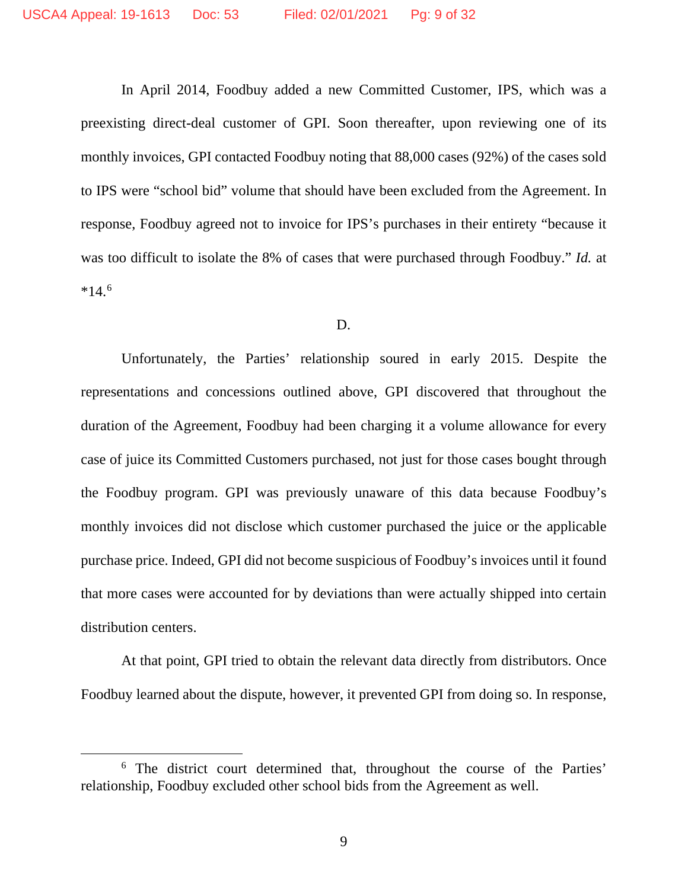In April 2014, Foodbuy added a new Committed Customer, IPS, which was a preexisting direct-deal customer of GPI. Soon thereafter, upon reviewing one of its monthly invoices, GPI contacted Foodbuy noting that 88,000 cases (92%) of the cases sold to IPS were "school bid" volume that should have been excluded from the Agreement. In response, Foodbuy agreed not to invoice for IPS's purchases in their entirety "because it was too difficult to isolate the 8% of cases that were purchased through Foodbuy." *Id.* at *14.[6]

D.

Unfortunately, the Parties' relationship soured in early 2015. Despite the representations and concessions outlined above, GPI discovered that throughout the duration of the Agreement, Foodbuy had been charging it a volume allowance for every case of juice its Committed Customers purchased, not just for those cases bought through the Foodbuy program. GPI was previously unaware of this data because Foodbuy's monthly invoices did not disclose which customer purchased the juice or the applicable purchase price. Indeed, GPI did not become suspicious of Foodbuy's invoices until it found that more cases were accounted for by deviations than were actually shipped into certain distribution centers.

At that point, GPI tried to obtain the relevant data directly from distributors. Once Foodbuy learned about the dispute, however, it prevented GPI from doing so. In response,

---

[6] The district court determined that, throughout the course of the Parties' relationship, Foodbuy excluded other school bids from the Agreement as well.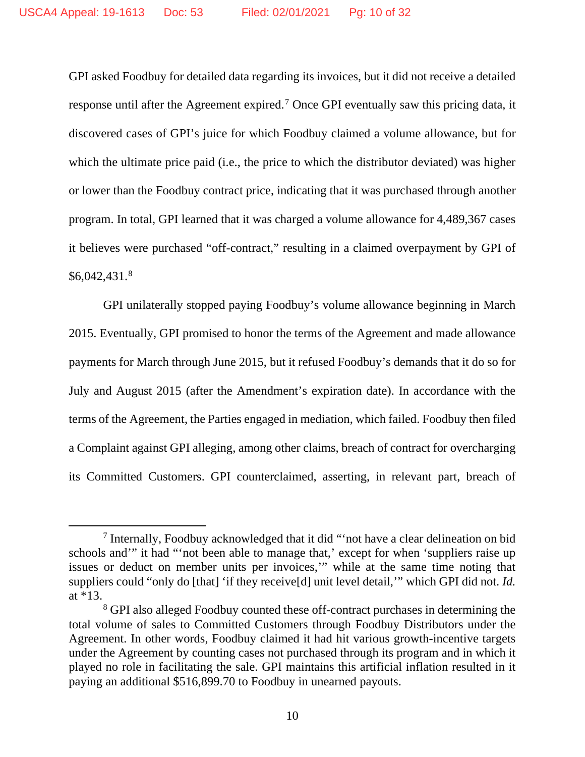GPI asked Foodbuy for detailed data regarding its invoices, but it did not receive a detailed response until after the Agreement expired.[7] Once GPI eventually saw this pricing data, it discovered cases of GPI's juice for which Foodbuy claimed a volume allowance, but for which the ultimate price paid (i.e., the price to which the distributor deviated) was higher or lower than the Foodbuy contract price, indicating that it was purchased through another program. In total, GPI learned that it was charged a volume allowance for 4,489,367 cases it believes were purchased "off-contract," resulting in a claimed overpayment by GPI of $6,042,431.[8]

GPI unilaterally stopped paying Foodbuy's volume allowance beginning in March 2015. Eventually, GPI promised to honor the terms of the Agreement and made allowance payments for March through June 2015, but it refused Foodbuy's demands that it do so for July and August 2015 (after the Amendment's expiration date). In accordance with the terms of the Agreement, the Parties engaged in mediation, which failed. Foodbuy then filed a Complaint against GPI alleging, among other claims, breach of contract for overcharging its Committed Customers. GPI counterclaimed, asserting, in relevant part, breach of

---

[7] Internally, Foodbuy acknowledged that it did "'not have a clear delineation on bid schools and'" it had "'not been able to manage that,' except for when 'suppliers raise up issues or deduct on member units per invoices,'" while at the same time noting that suppliers could "only do [that] 'if they receive[d] unit level detail,'" which GPI did not. *Id.* at *13.

[8] GPI also alleged Foodbuy counted these off-contract purchases in determining the total volume of sales to Committed Customers through Foodbuy Distributors under the Agreement. In other words, Foodbuy claimed it had hit various growth-incentive targets under the Agreement by counting cases not purchased through its program and in which it played no role in facilitating the sale. GPI maintains this artificial inflation resulted in it paying an additional $516,899.70 to Foodbuy in unearned payouts.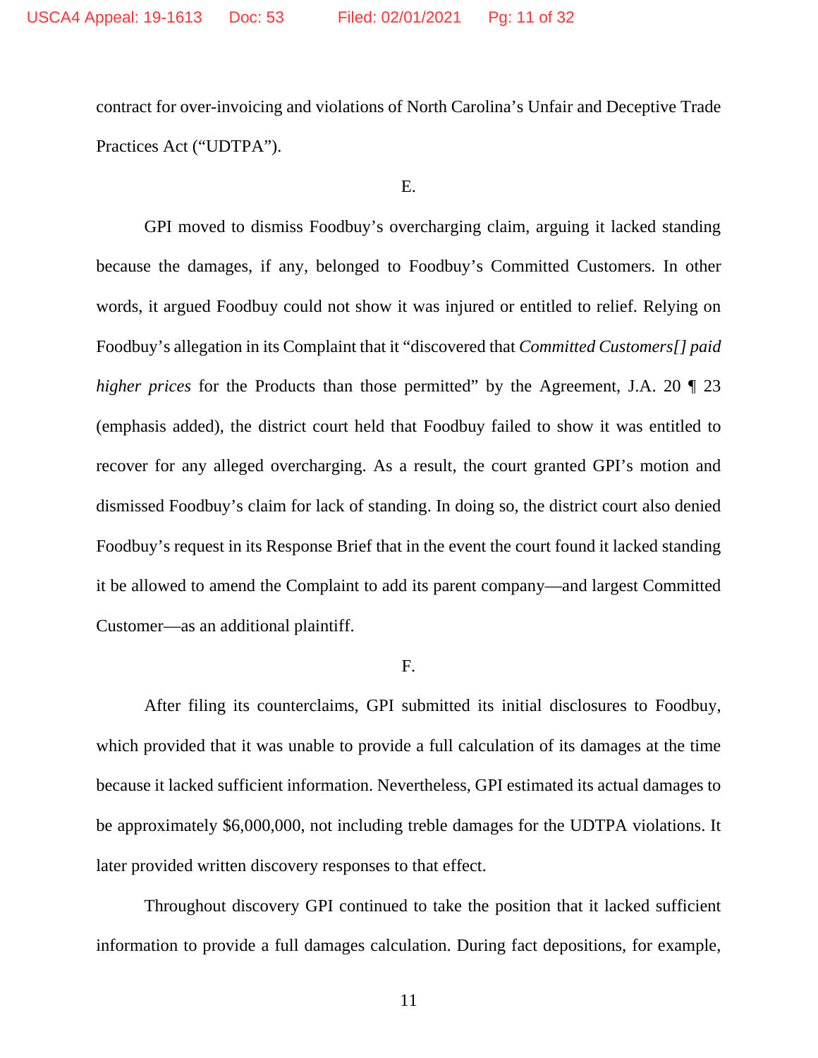contract for over-invoicing and violations of North Carolina's Unfair and Deceptive Trade Practices Act ("UDTPA").

E.

GPI moved to dismiss Foodbuy's overcharging claim, arguing it lacked standing because the damages, if any, belonged to Foodbuy's Committed Customers. In other words, it argued Foodbuy could not show it was injured or entitled to relief. Relying on Foodbuy's allegation in its Complaint that it "discovered that *Committed Customers[] paid higher prices* for the Products than those permitted" by the Agreement, J.A. 20 ¶ 23 (emphasis added), the district court held that Foodbuy failed to show it was entitled to recover for any alleged overcharging. As a result, the court granted GPI's motion and dismissed Foodbuy's claim for lack of standing. In doing so, the district court also denied Foodbuy's request in its Response Brief that in the event the court found it lacked standing it be allowed to amend the Complaint to add its parent company—and largest Committed Customer—as an additional plaintiff.

F.

After filing its counterclaims, GPI submitted its initial disclosures to Foodbuy, which provided that it was unable to provide a full calculation of its damages at the time because it lacked sufficient information. Nevertheless, GPI estimated its actual damages to be approximately $6,000,000, not including treble damages for the UDTPA violations. It later provided written discovery responses to that effect.

Throughout discovery GPI continued to take the position that it lacked sufficient information to provide a full damages calculation. During fact depositions, for example,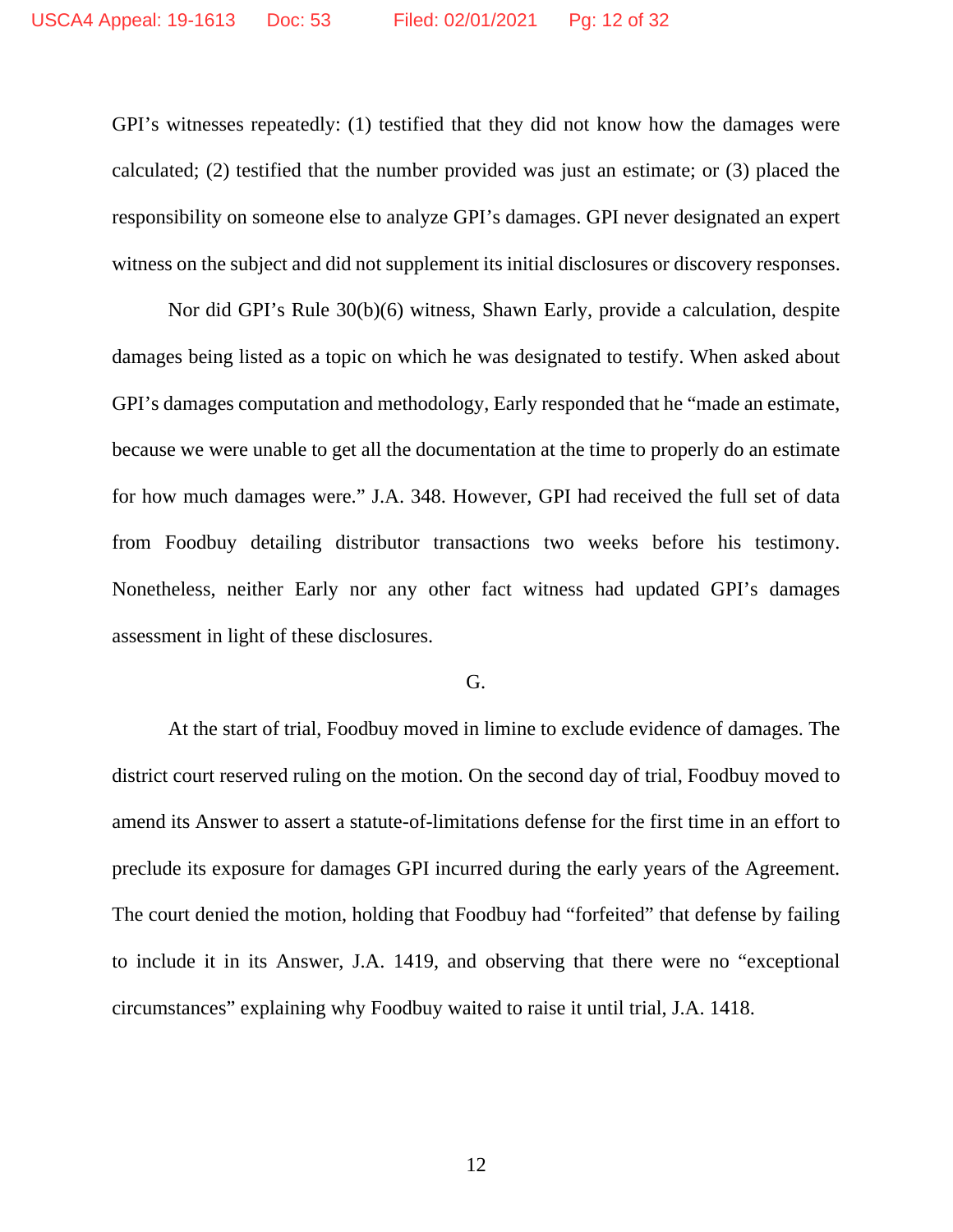GPI's witnesses repeatedly: (1) testified that they did not know how the damages were calculated; (2) testified that the number provided was just an estimate; or (3) placed the responsibility on someone else to analyze GPI's damages. GPI never designated an expert witness on the subject and did not supplement its initial disclosures or discovery responses.

Nor did GPI's Rule 30(b)(6) witness, Shawn Early, provide a calculation, despite damages being listed as a topic on which he was designated to testify. When asked about GPI's damages computation and methodology, Early responded that he "made an estimate, because we were unable to get all the documentation at the time to properly do an estimate for how much damages were." J.A. 348. However, GPI had received the full set of data from Foodbuy detailing distributor transactions two weeks before his testimony. Nonetheless, neither Early nor any other fact witness had updated GPI's damages assessment in light of these disclosures.

G.

At the start of trial, Foodbuy moved in limine to exclude evidence of damages. The district court reserved ruling on the motion. On the second day of trial, Foodbuy moved to amend its Answer to assert a statute-of-limitations defense for the first time in an effort to preclude its exposure for damages GPI incurred during the early years of the Agreement. The court denied the motion, holding that Foodbuy had "forfeited" that defense by failing to include it in its Answer, J.A. 1419, and observing that there were no "exceptional circumstances" explaining why Foodbuy waited to raise it until trial, J.A. 1418.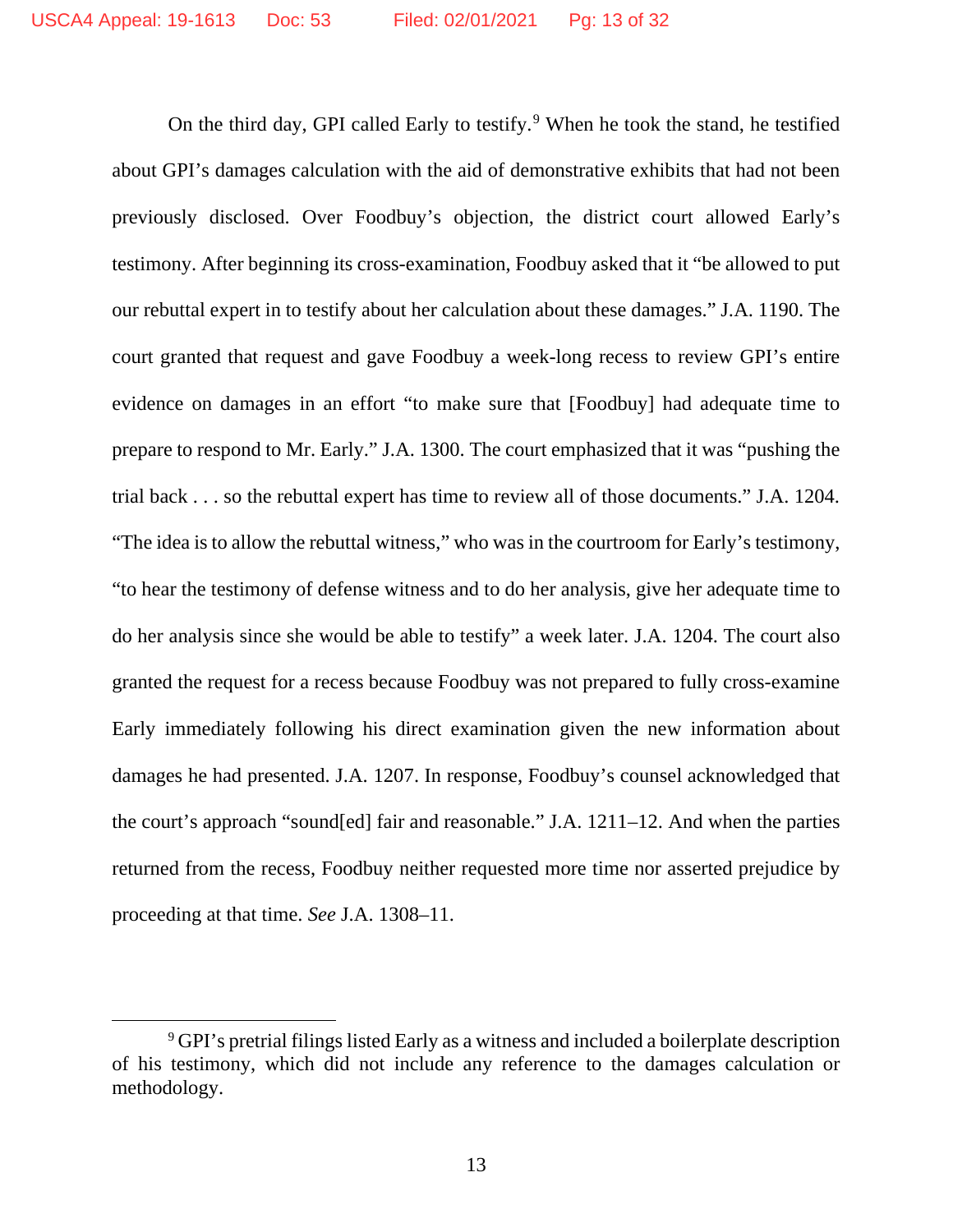On the third day, GPI called Early to testify.[9] When he took the stand, he testified about GPI's damages calculation with the aid of demonstrative exhibits that had not been previously disclosed. Over Foodbuy's objection, the district court allowed Early's testimony. After beginning its cross-examination, Foodbuy asked that it "be allowed to put our rebuttal expert in to testify about her calculation about these damages." J.A. 1190. The court granted that request and gave Foodbuy a week-long recess to review GPI's entire evidence on damages in an effort "to make sure that [Foodbuy] had adequate time to prepare to respond to Mr. Early." J.A. 1300. The court emphasized that it was "pushing the trial back . . . so the rebuttal expert has time to review all of those documents." J.A. 1204. "The idea is to allow the rebuttal witness," who was in the courtroom for Early's testimony, "to hear the testimony of defense witness and to do her analysis, give her adequate time to do her analysis since she would be able to testify" a week later. J.A. 1204. The court also granted the request for a recess because Foodbuy was not prepared to fully cross-examine Early immediately following his direct examination given the new information about damages he had presented. J.A. 1207. In response, Foodbuy's counsel acknowledged that the court's approach "sound[ed] fair and reasonable." J.A. 1211–12. And when the parties returned from the recess, Foodbuy neither requested more time nor asserted prejudice by proceeding at that time. *See* J.A. 1308–11.

[9] GPI's pretrial filings listed Early as a witness and included a boilerplate description of his testimony, which did not include any reference to the damages calculation or methodology.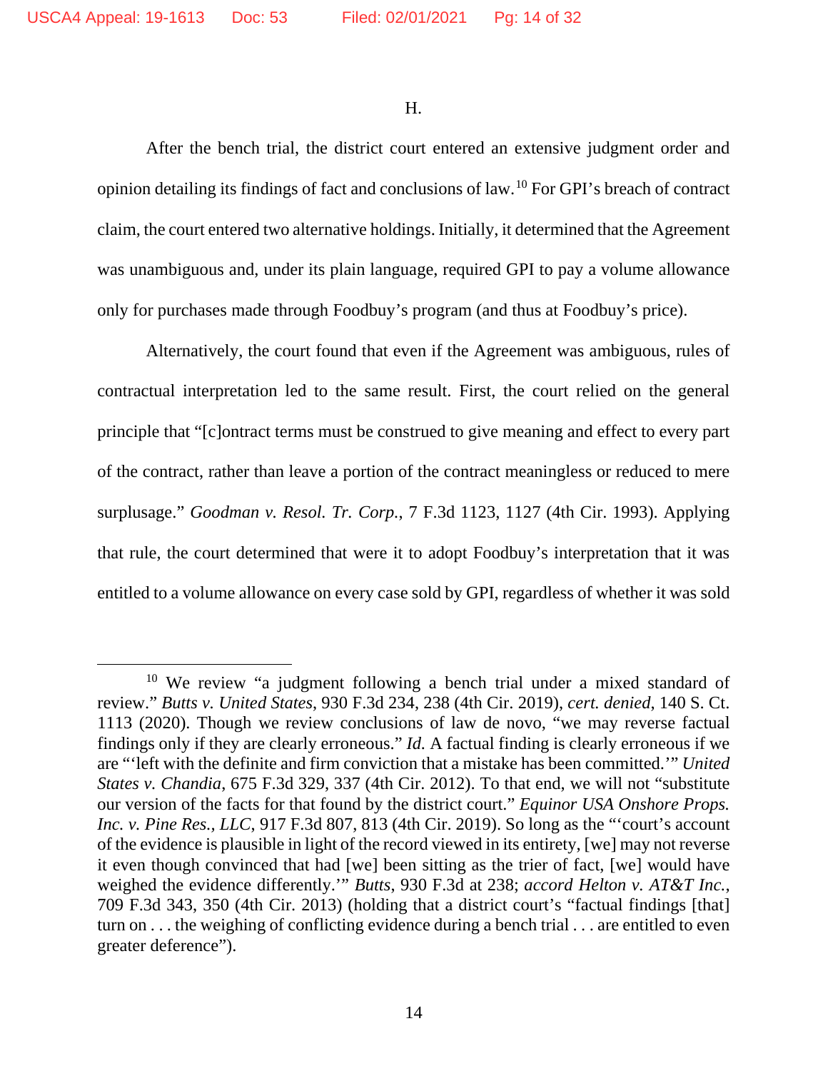H.

After the bench trial, the district court entered an extensive judgment order and opinion detailing its findings of fact and conclusions of law.[10] For GPI's breach of contract claim, the court entered two alternative holdings. Initially, it determined that the Agreement was unambiguous and, under its plain language, required GPI to pay a volume allowance only for purchases made through Foodbuy's program (and thus at Foodbuy's price).

Alternatively, the court found that even if the Agreement was ambiguous, rules of contractual interpretation led to the same result. First, the court relied on the general principle that "[c]ontract terms must be construed to give meaning and effect to every part of the contract, rather than leave a portion of the contract meaningless or reduced to mere surplusage." *Goodman v. Resol. Tr. Corp.*, 7 F.3d 1123, 1127 (4th Cir. 1993). Applying that rule, the court determined that were it to adopt Foodbuy's interpretation that it was entitled to a volume allowance on every case sold by GPI, regardless of whether it was sold

---

[10] We review "a judgment following a bench trial under a mixed standard of review." *Butts v. United States*, 930 F.3d 234, 238 (4th Cir. 2019), *cert. denied*, 140 S. Ct. 1113 (2020). Though we review conclusions of law de novo, "we may reverse factual findings only if they are clearly erroneous." *Id.* A factual finding is clearly erroneous if we are "'left with the definite and firm conviction that a mistake has been committed.'" *United States v. Chandia*, 675 F.3d 329, 337 (4th Cir. 2012). To that end, we will not "substitute our version of the facts for that found by the district court." *Equinor USA Onshore Props. Inc. v. Pine Res., LLC*, 917 F.3d 807, 813 (4th Cir. 2019). So long as the "'court's account of the evidence is plausible in light of the record viewed in its entirety, [we] may not reverse it even though convinced that had [we] been sitting as the trier of fact, [we] would have weighed the evidence differently.'" *Butts*, 930 F.3d at 238; *accord Helton v. AT&T Inc.*, 709 F.3d 343, 350 (4th Cir. 2013) (holding that a district court's "factual findings [that] turn on . . . the weighing of conflicting evidence during a bench trial . . . are entitled to even greater deference").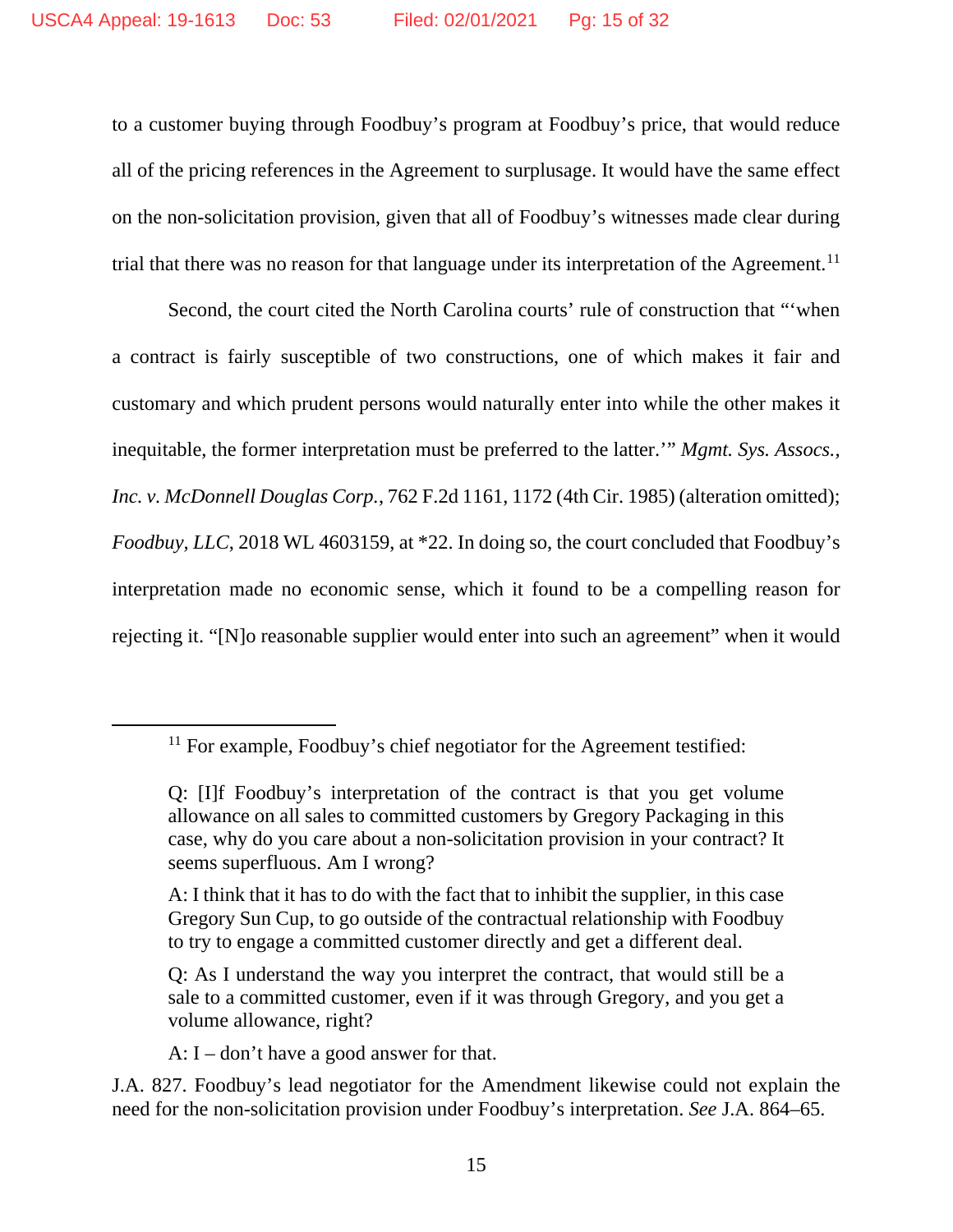to a customer buying through Foodbuy's program at Foodbuy's price, that would reduce all of the pricing references in the Agreement to surplusage. It would have the same effect on the non-solicitation provision, given that all of Foodbuy's witnesses made clear during trial that there was no reason for that language under its interpretation of the Agreement.[11]

Second, the court cited the North Carolina courts' rule of construction that "'when a contract is fairly susceptible of two constructions, one of which makes it fair and customary and which prudent persons would naturally enter into while the other makes it inequitable, the former interpretation must be preferred to the latter.'" *Mgmt. Sys. Assocs., Inc. v. McDonnell Douglas Corp.*, 762 F.2d 1161, 1172 (4th Cir. 1985) (alteration omitted); *Foodbuy, LLC*, 2018 WL 4603159, at *22. In doing so, the court concluded that Foodbuy's interpretation made no economic sense, which it found to be a compelling reason for rejecting it. "[N]o reasonable supplier would enter into such an agreement" when it would

---

[11] For example, Foodbuy's chief negotiator for the Agreement testified:

> Q: [I]f Foodbuy's interpretation of the contract is that you get volume allowance on all sales to committed customers by Gregory Packaging in this case, why do you care about a non-solicitation provision in your contract? It seems superfluous. Am I wrong?
>
> A: I think that it has to do with the fact that to inhibit the supplier, in this case Gregory Sun Cup, to go outside of the contractual relationship with Foodbuy to try to engage a committed customer directly and get a different deal.
>
> Q: As I understand the way you interpret the contract, that would still be a sale to a committed customer, even if it was through Gregory, and you get a volume allowance, right?
>
> A: I – don't have a good answer for that.

J.A. 827. Foodbuy's lead negotiator for the Amendment likewise could not explain the need for the non-solicitation provision under Foodbuy's interpretation. *See* J.A. 864–65.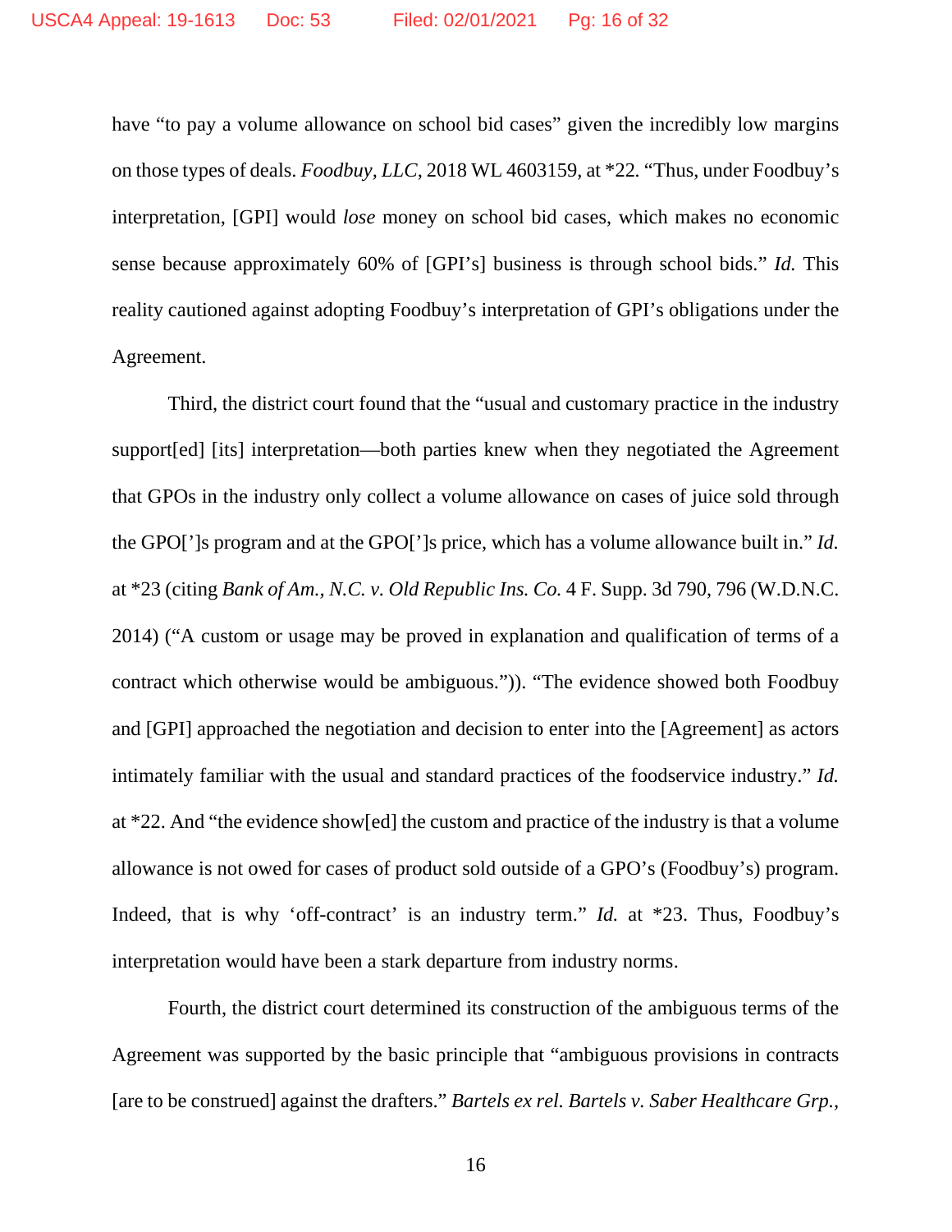have "to pay a volume allowance on school bid cases" given the incredibly low margins on those types of deals. *Foodbuy, LLC*, 2018 WL 4603159, at *22. "Thus, under Foodbuy's interpretation, [GPI] would *lose* money on school bid cases, which makes no economic sense because approximately 60% of [GPI's] business is through school bids." *Id.* This reality cautioned against adopting Foodbuy's interpretation of GPI's obligations under the Agreement.

Third, the district court found that the "usual and customary practice in the industry support[ed] [its] interpretation—both parties knew when they negotiated the Agreement that GPOs in the industry only collect a volume allowance on cases of juice sold through the GPO[']s program and at the GPO[']s price, which has a volume allowance built in." *Id.* at *23 (citing *Bank of Am., N.C. v. Old Republic Ins. Co.* 4 F. Supp. 3d 790, 796 (W.D.N.C. 2014) ("A custom or usage may be proved in explanation and qualification of terms of a contract which otherwise would be ambiguous.")). "The evidence showed both Foodbuy and [GPI] approached the negotiation and decision to enter into the [Agreement] as actors intimately familiar with the usual and standard practices of the foodservice industry." *Id.* at *22. And "the evidence show[ed] the custom and practice of the industry is that a volume allowance is not owed for cases of product sold outside of a GPO's (Foodbuy's) program. Indeed, that is why 'off-contract' is an industry term." *Id.* at *23. Thus, Foodbuy's interpretation would have been a stark departure from industry norms.

Fourth, the district court determined its construction of the ambiguous terms of the Agreement was supported by the basic principle that "ambiguous provisions in contracts [are to be construed] against the drafters." *Bartels ex rel. Bartels v. Saber Healthcare Grp.*,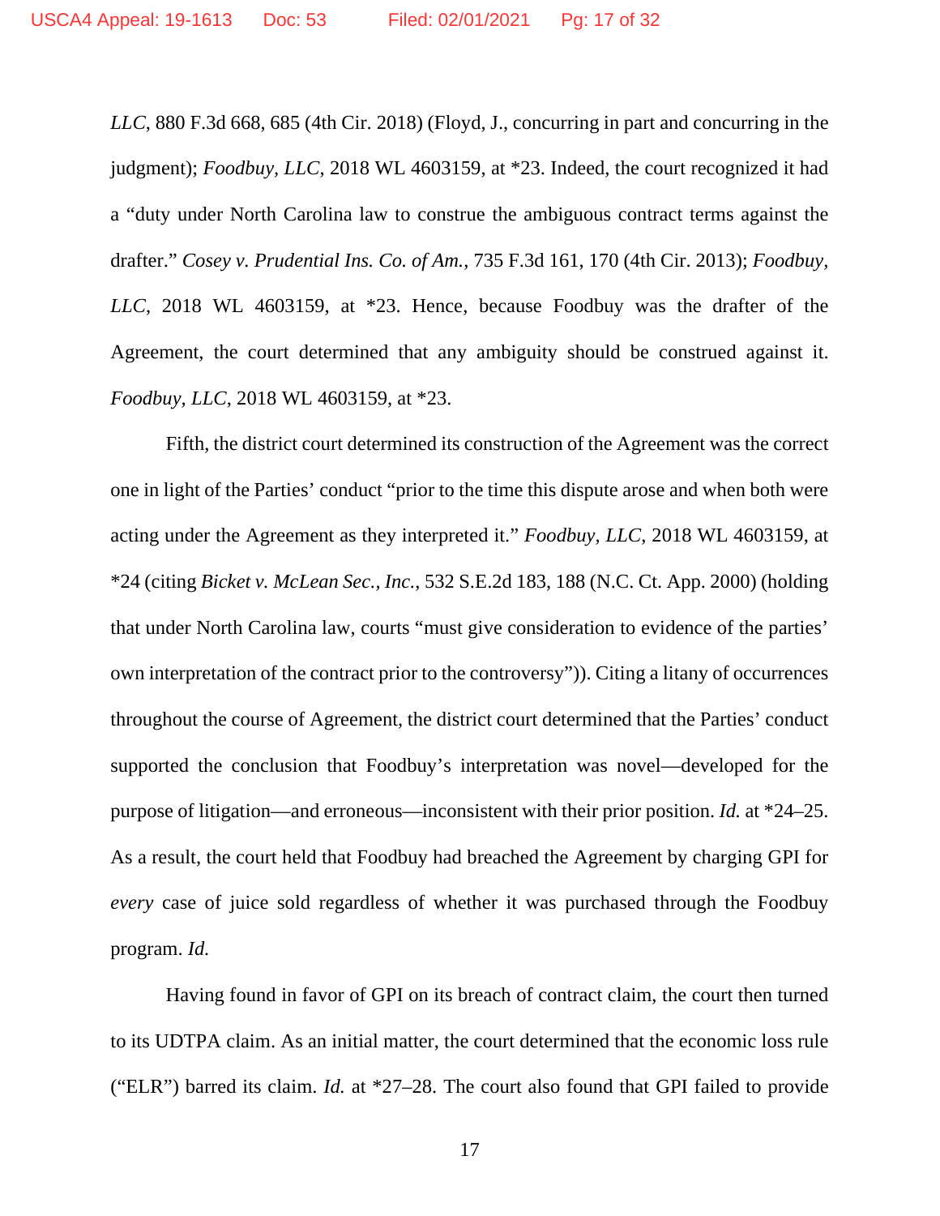*LLC*, 880 F.3d 668, 685 (4th Cir. 2018) (Floyd, J., concurring in part and concurring in the judgment); *Foodbuy, LLC*, 2018 WL 4603159, at *23. Indeed, the court recognized it had a "duty under North Carolina law to construe the ambiguous contract terms against the drafter." *Cosey v. Prudential Ins. Co. of Am.*, 735 F.3d 161, 170 (4th Cir. 2013); *Foodbuy, LLC*, 2018 WL 4603159, at *23. Hence, because Foodbuy was the drafter of the Agreement, the court determined that any ambiguity should be construed against it. *Foodbuy, LLC*, 2018 WL 4603159, at *23.

Fifth, the district court determined its construction of the Agreement was the correct one in light of the Parties' conduct "prior to the time this dispute arose and when both were acting under the Agreement as they interpreted it." *Foodbuy, LLC*, 2018 WL 4603159, at *24 (citing *Bicket v. McLean Sec., Inc.*, 532 S.E.2d 183, 188 (N.C. Ct. App. 2000) (holding that under North Carolina law, courts "must give consideration to evidence of the parties' own interpretation of the contract prior to the controversy")). Citing a litany of occurrences throughout the course of Agreement, the district court determined that the Parties' conduct supported the conclusion that Foodbuy's interpretation was novel—developed for the purpose of litigation—and erroneous—inconsistent with their prior position. *Id.* at *24–25. As a result, the court held that Foodbuy had breached the Agreement by charging GPI for *every* case of juice sold regardless of whether it was purchased through the Foodbuy program. *Id.*

Having found in favor of GPI on its breach of contract claim, the court then turned to its UDTPA claim. As an initial matter, the court determined that the economic loss rule ("ELR") barred its claim. *Id.* at *27–28. The court also found that GPI failed to provide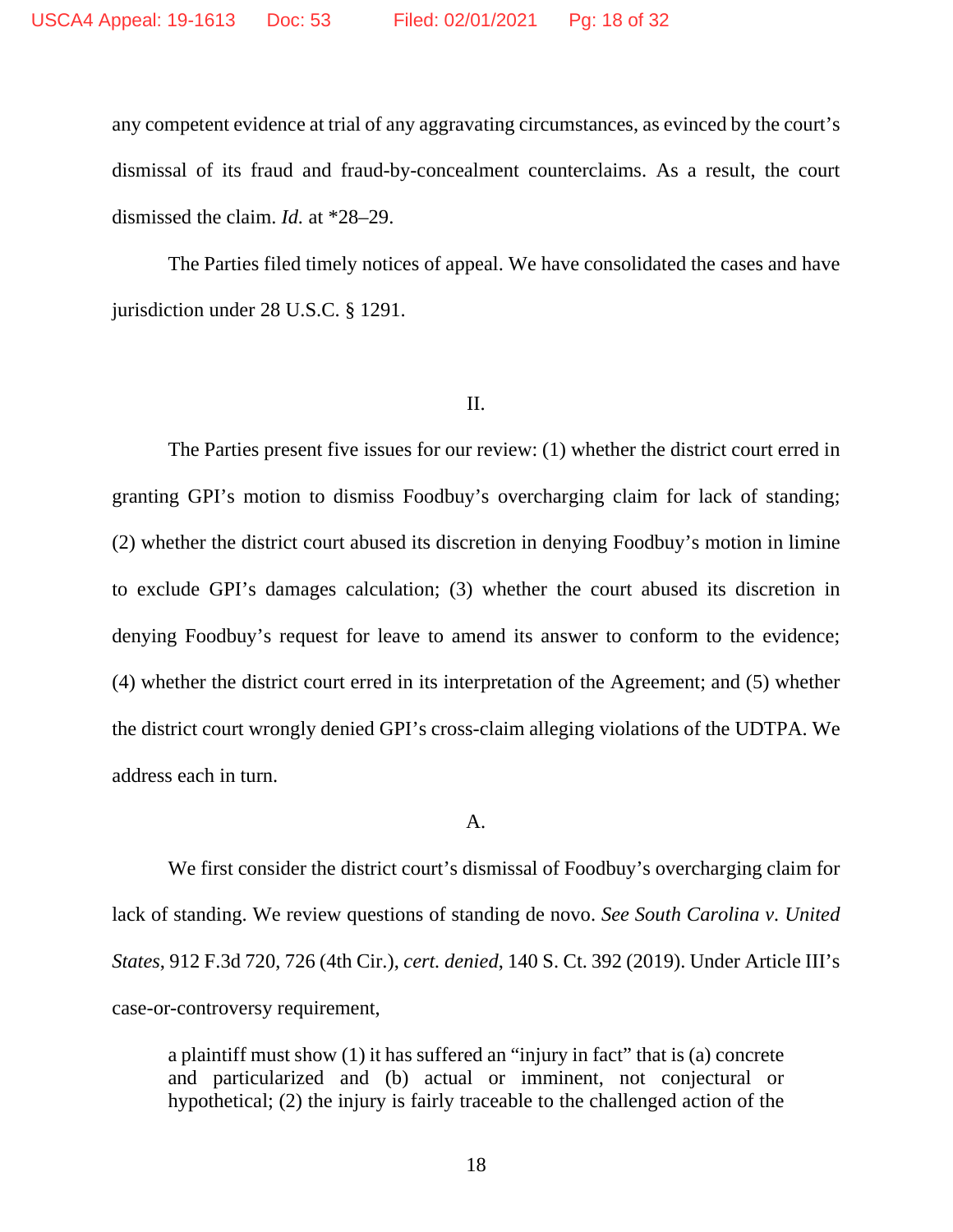any competent evidence at trial of any aggravating circumstances, as evinced by the court's dismissal of its fraud and fraud-by-concealment counterclaims. As a result, the court dismissed the claim. *Id.* at *28–29.

The Parties filed timely notices of appeal. We have consolidated the cases and have jurisdiction under 28 U.S.C. § 1291.

## II.

The Parties present five issues for our review: (1) whether the district court erred in granting GPI's motion to dismiss Foodbuy's overcharging claim for lack of standing; (2) whether the district court abused its discretion in denying Foodbuy's motion in limine to exclude GPI's damages calculation; (3) whether the court abused its discretion in denying Foodbuy's request for leave to amend its answer to conform to the evidence; (4) whether the district court erred in its interpretation of the Agreement; and (5) whether the district court wrongly denied GPI's cross-claim alleging violations of the UDTPA. We address each in turn.

### A.

We first consider the district court's dismissal of Foodbuy's overcharging claim for lack of standing. We review questions of standing de novo. *See South Carolina v. United States*, 912 F.3d 720, 726 (4th Cir.), *cert. denied*, 140 S. Ct. 392 (2019). Under Article III's case-or-controversy requirement,

> a plaintiff must show (1) it has suffered an "injury in fact" that is (a) concrete and particularized and (b) actual or imminent, not conjectural or hypothetical; (2) the injury is fairly traceable to the challenged action of the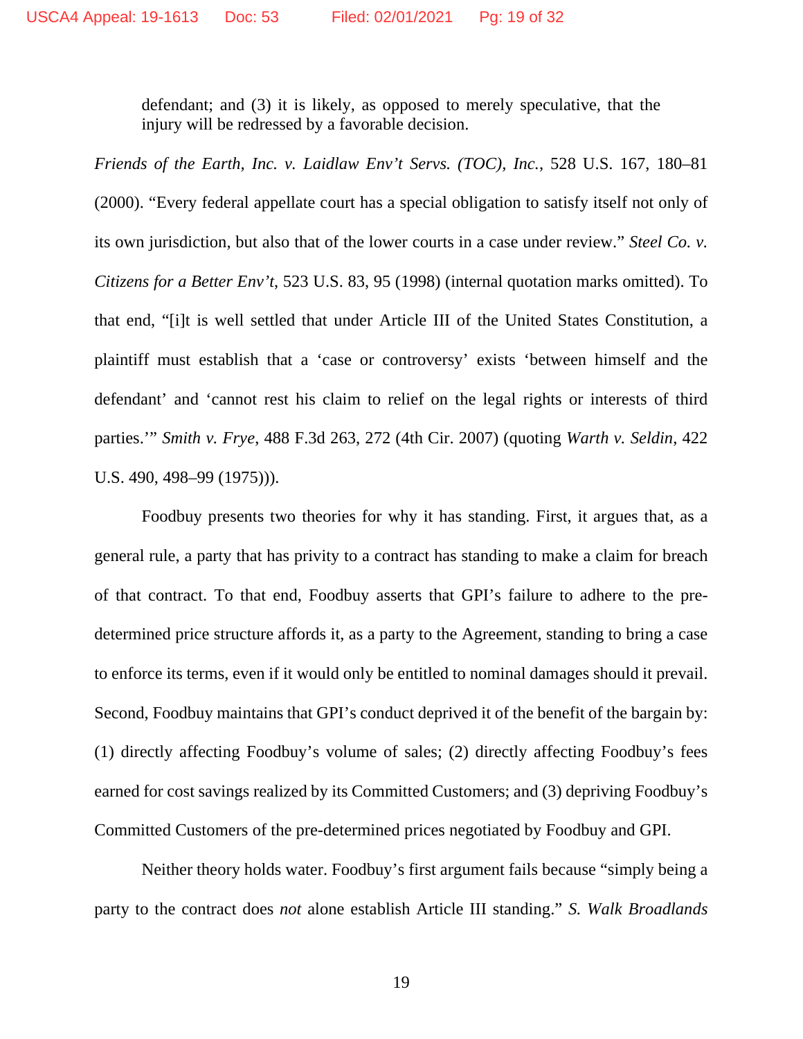> defendant; and (3) it is likely, as opposed to merely speculative, that the injury will be redressed by a favorable decision.

*Friends of the Earth, Inc. v. Laidlaw Env't Servs. (TOC), Inc.*, 528 U.S. 167, 180–81 (2000). "Every federal appellate court has a special obligation to satisfy itself not only of its own jurisdiction, but also that of the lower courts in a case under review." *Steel Co. v. Citizens for a Better Env't*, 523 U.S. 83, 95 (1998) (internal quotation marks omitted). To that end, "[i]t is well settled that under Article III of the United States Constitution, a plaintiff must establish that a 'case or controversy' exists 'between himself and the defendant' and 'cannot rest his claim to relief on the legal rights or interests of third parties.'" *Smith v. Frye*, 488 F.3d 263, 272 (4th Cir. 2007) (quoting *Warth v. Seldin*, 422 U.S. 490, 498–99 (1975))).

Foodbuy presents two theories for why it has standing. First, it argues that, as a general rule, a party that has privity to a contract has standing to make a claim for breach of that contract. To that end, Foodbuy asserts that GPI's failure to adhere to the pre-determined price structure affords it, as a party to the Agreement, standing to bring a case to enforce its terms, even if it would only be entitled to nominal damages should it prevail. Second, Foodbuy maintains that GPI's conduct deprived it of the benefit of the bargain by: (1) directly affecting Foodbuy's volume of sales; (2) directly affecting Foodbuy's fees earned for cost savings realized by its Committed Customers; and (3) depriving Foodbuy's Committed Customers of the pre-determined prices negotiated by Foodbuy and GPI.

Neither theory holds water. Foodbuy's first argument fails because "simply being a party to the contract does *not* alone establish Article III standing." *S. Walk Broadlands*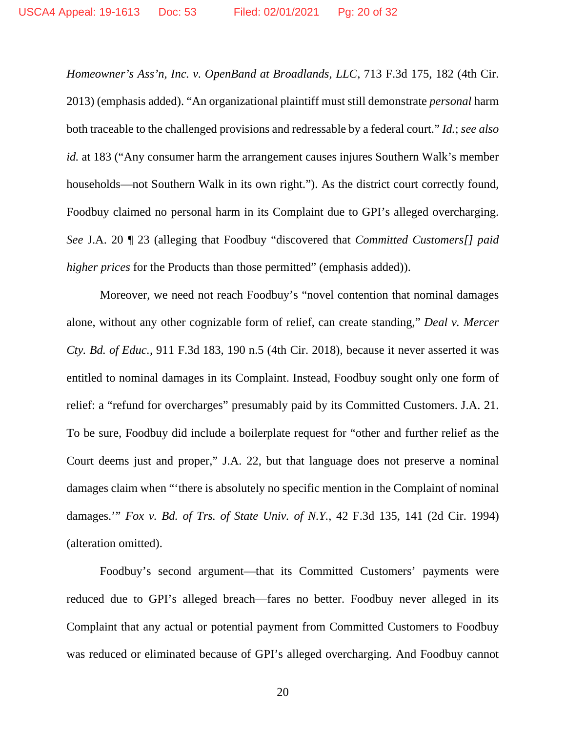*Homeowner's Ass'n, Inc. v. OpenBand at Broadlands, LLC*, 713 F.3d 175, 182 (4th Cir. 2013) (emphasis added). "An organizational plaintiff must still demonstrate *personal* harm both traceable to the challenged provisions and redressable by a federal court." *Id.*; *see also id.* at 183 ("Any consumer harm the arrangement causes injures Southern Walk's member households—not Southern Walk in its own right."). As the district court correctly found, Foodbuy claimed no personal harm in its Complaint due to GPI's alleged overcharging. *See* J.A. 20 ¶ 23 (alleging that Foodbuy "discovered that *Committed Customers[] paid higher prices* for the Products than those permitted" (emphasis added)).

Moreover, we need not reach Foodbuy's "novel contention that nominal damages alone, without any other cognizable form of relief, can create standing," *Deal v. Mercer Cty. Bd. of Educ.*, 911 F.3d 183, 190 n.5 (4th Cir. 2018), because it never asserted it was entitled to nominal damages in its Complaint. Instead, Foodbuy sought only one form of relief: a "refund for overcharges" presumably paid by its Committed Customers. J.A. 21. To be sure, Foodbuy did include a boilerplate request for "other and further relief as the Court deems just and proper," J.A. 22, but that language does not preserve a nominal damages claim when "'there is absolutely no specific mention in the Complaint of nominal damages.'" *Fox v. Bd. of Trs. of State Univ. of N.Y.*, 42 F.3d 135, 141 (2d Cir. 1994) (alteration omitted).

Foodbuy's second argument—that its Committed Customers' payments were reduced due to GPI's alleged breach—fares no better. Foodbuy never alleged in its Complaint that any actual or potential payment from Committed Customers to Foodbuy was reduced or eliminated because of GPI's alleged overcharging. And Foodbuy cannot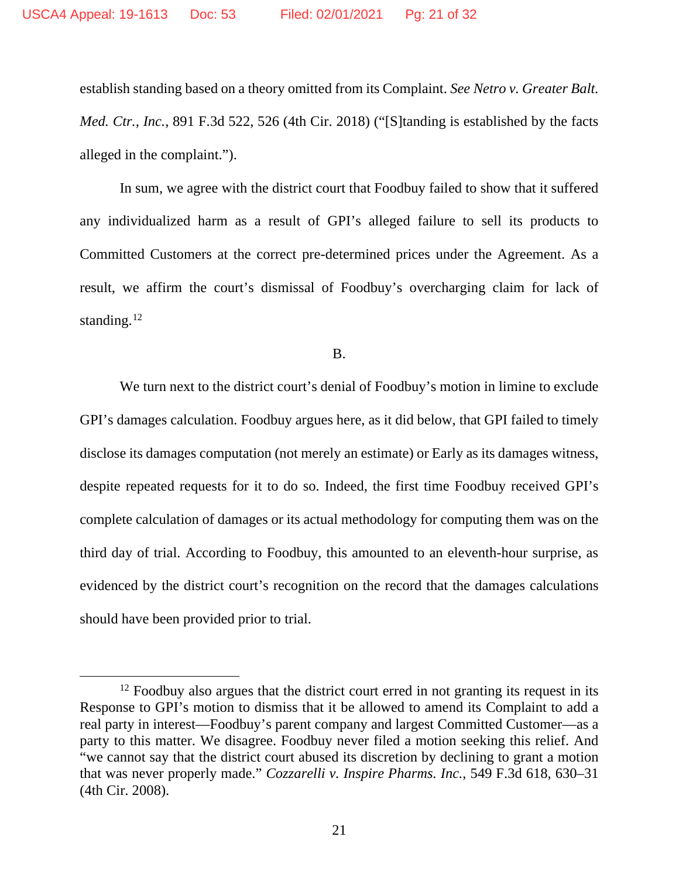establish standing based on a theory omitted from its Complaint. *See Netro v. Greater Balt. Med. Ctr., Inc.*, 891 F.3d 522, 526 (4th Cir. 2018) ("[S]tanding is established by the facts alleged in the complaint.").

In sum, we agree with the district court that Foodbuy failed to show that it suffered any individualized harm as a result of GPI's alleged failure to sell its products to Committed Customers at the correct pre-determined prices under the Agreement. As a result, we affirm the court's dismissal of Foodbuy's overcharging claim for lack of standing.[12]

B.

We turn next to the district court's denial of Foodbuy's motion in limine to exclude GPI's damages calculation. Foodbuy argues here, as it did below, that GPI failed to timely disclose its damages computation (not merely an estimate) or Early as its damages witness, despite repeated requests for it to do so. Indeed, the first time Foodbuy received GPI's complete calculation of damages or its actual methodology for computing them was on the third day of trial. According to Foodbuy, this amounted to an eleventh-hour surprise, as evidenced by the district court's recognition on the record that the damages calculations should have been provided prior to trial.

---

[12] Foodbuy also argues that the district court erred in not granting its request in its Response to GPI's motion to dismiss that it be allowed to amend its Complaint to add a real party in interest—Foodbuy's parent company and largest Committed Customer—as a party to this matter. We disagree. Foodbuy never filed a motion seeking this relief. And "we cannot say that the district court abused its discretion by declining to grant a motion that was never properly made." *Cozzarelli v. Inspire Pharms. Inc.*, 549 F.3d 618, 630–31 (4th Cir. 2008).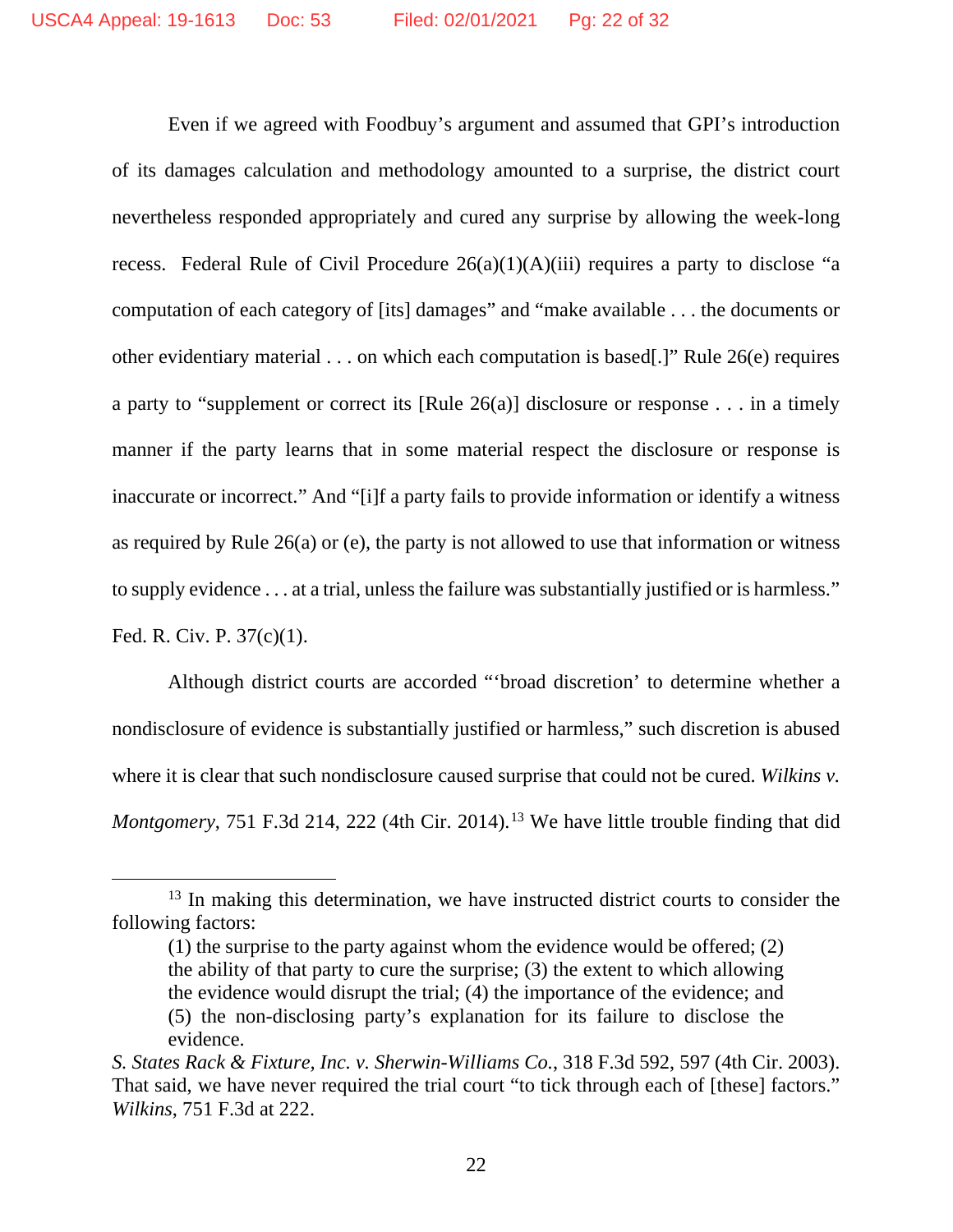Even if we agreed with Foodbuy's argument and assumed that GPI's introduction of its damages calculation and methodology amounted to a surprise, the district court nevertheless responded appropriately and cured any surprise by allowing the week-long recess. Federal Rule of Civil Procedure 26(a)(1)(A)(iii) requires a party to disclose "a computation of each category of [its] damages" and "make available . . . the documents or other evidentiary material . . . on which each computation is based[.]" Rule 26(e) requires a party to "supplement or correct its [Rule 26(a)] disclosure or response . . . in a timely manner if the party learns that in some material respect the disclosure or response is inaccurate or incorrect." And "[i]f a party fails to provide information or identify a witness as required by Rule 26(a) or (e), the party is not allowed to use that information or witness to supply evidence . . . at a trial, unless the failure was substantially justified or is harmless." Fed. R. Civ. P. 37(c)(1).

Although district courts are accorded "'broad discretion' to determine whether a nondisclosure of evidence is substantially justified or harmless," such discretion is abused where it is clear that such nondisclosure caused surprise that could not be cured. *Wilkins v. Montgomery*, 751 F.3d 214, 222 (4th Cir. 2014).[13] We have little trouble finding that did

---

[13] In making this determination, we have instructed district courts to consider the following factors:

> (1) the surprise to the party against whom the evidence would be offered; (2) the ability of that party to cure the surprise; (3) the extent to which allowing the evidence would disrupt the trial; (4) the importance of the evidence; and (5) the non-disclosing party's explanation for its failure to disclose the evidence.

*S. States Rack & Fixture, Inc. v. Sherwin-Williams Co.*, 318 F.3d 592, 597 (4th Cir. 2003). That said, we have never required the trial court "to tick through each of [these] factors." *Wilkins*, 751 F.3d at 222.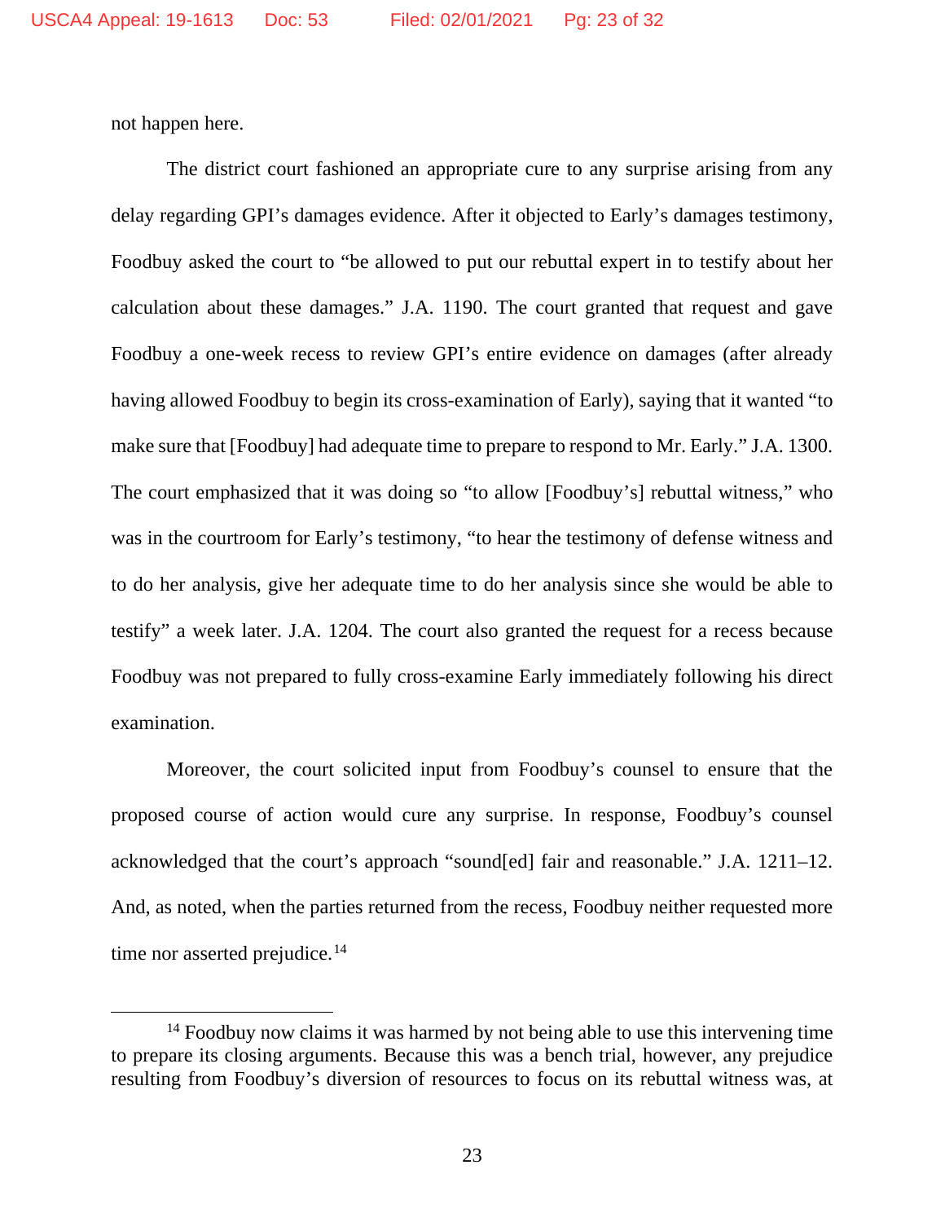not happen here.

The district court fashioned an appropriate cure to any surprise arising from any delay regarding GPI's damages evidence. After it objected to Early's damages testimony, Foodbuy asked the court to "be allowed to put our rebuttal expert in to testify about her calculation about these damages." J.A. 1190. The court granted that request and gave Foodbuy a one-week recess to review GPI's entire evidence on damages (after already having allowed Foodbuy to begin its cross-examination of Early), saying that it wanted "to make sure that [Foodbuy] had adequate time to prepare to respond to Mr. Early." J.A. 1300. The court emphasized that it was doing so "to allow [Foodbuy's] rebuttal witness," who was in the courtroom for Early's testimony, "to hear the testimony of defense witness and to do her analysis, give her adequate time to do her analysis since she would be able to testify" a week later. J.A. 1204. The court also granted the request for a recess because Foodbuy was not prepared to fully cross-examine Early immediately following his direct examination.

Moreover, the court solicited input from Foodbuy's counsel to ensure that the proposed course of action would cure any surprise. In response, Foodbuy's counsel acknowledged that the court's approach "sound[ed] fair and reasonable." J.A. 1211–12. And, as noted, when the parties returned from the recess, Foodbuy neither requested more time nor asserted prejudice.[14]

---

[14] Foodbuy now claims it was harmed by not being able to use this intervening time to prepare its closing arguments. Because this was a bench trial, however, any prejudice resulting from Foodbuy's diversion of resources to focus on its rebuttal witness was, at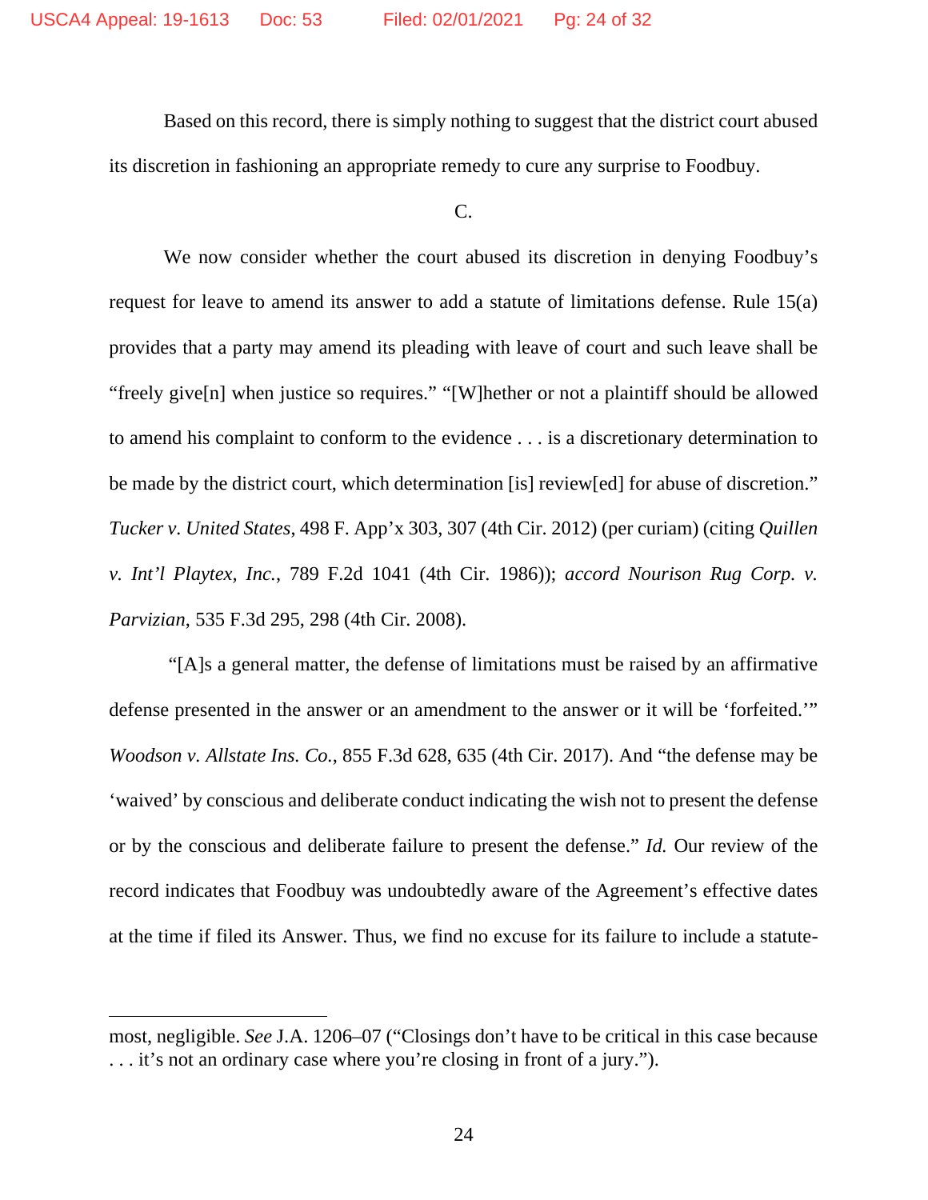Based on this record, there is simply nothing to suggest that the district court abused its discretion in fashioning an appropriate remedy to cure any surprise to Foodbuy.

C.

We now consider whether the court abused its discretion in denying Foodbuy's request for leave to amend its answer to add a statute of limitations defense. Rule 15(a) provides that a party may amend its pleading with leave of court and such leave shall be "freely give[n] when justice so requires." "[W]hether or not a plaintiff should be allowed to amend his complaint to conform to the evidence . . . is a discretionary determination to be made by the district court, which determination [is] review[ed] for abuse of discretion." *Tucker v. United States*, 498 F. App'x 303, 307 (4th Cir. 2012) (per curiam) (citing *Quillen v. Int'l Playtex, Inc.*, 789 F.2d 1041 (4th Cir. 1986)); *accord Nourison Rug Corp. v. Parvizian*, 535 F.3d 295, 298 (4th Cir. 2008).

"[A]s a general matter, the defense of limitations must be raised by an affirmative defense presented in the answer or an amendment to the answer or it will be 'forfeited.'" *Woodson v. Allstate Ins. Co.*, 855 F.3d 628, 635 (4th Cir. 2017). And "the defense may be 'waived' by conscious and deliberate conduct indicating the wish not to present the defense or by the conscious and deliberate failure to present the defense." *Id.* Our review of the record indicates that Foodbuy was undoubtedly aware of the Agreement's effective dates at the time if filed its Answer. Thus, we find no excuse for its failure to include a statute-

most, negligible. *See* J.A. 1206–07 ("Closings don't have to be critical in this case because . . . it's not an ordinary case where you're closing in front of a jury.").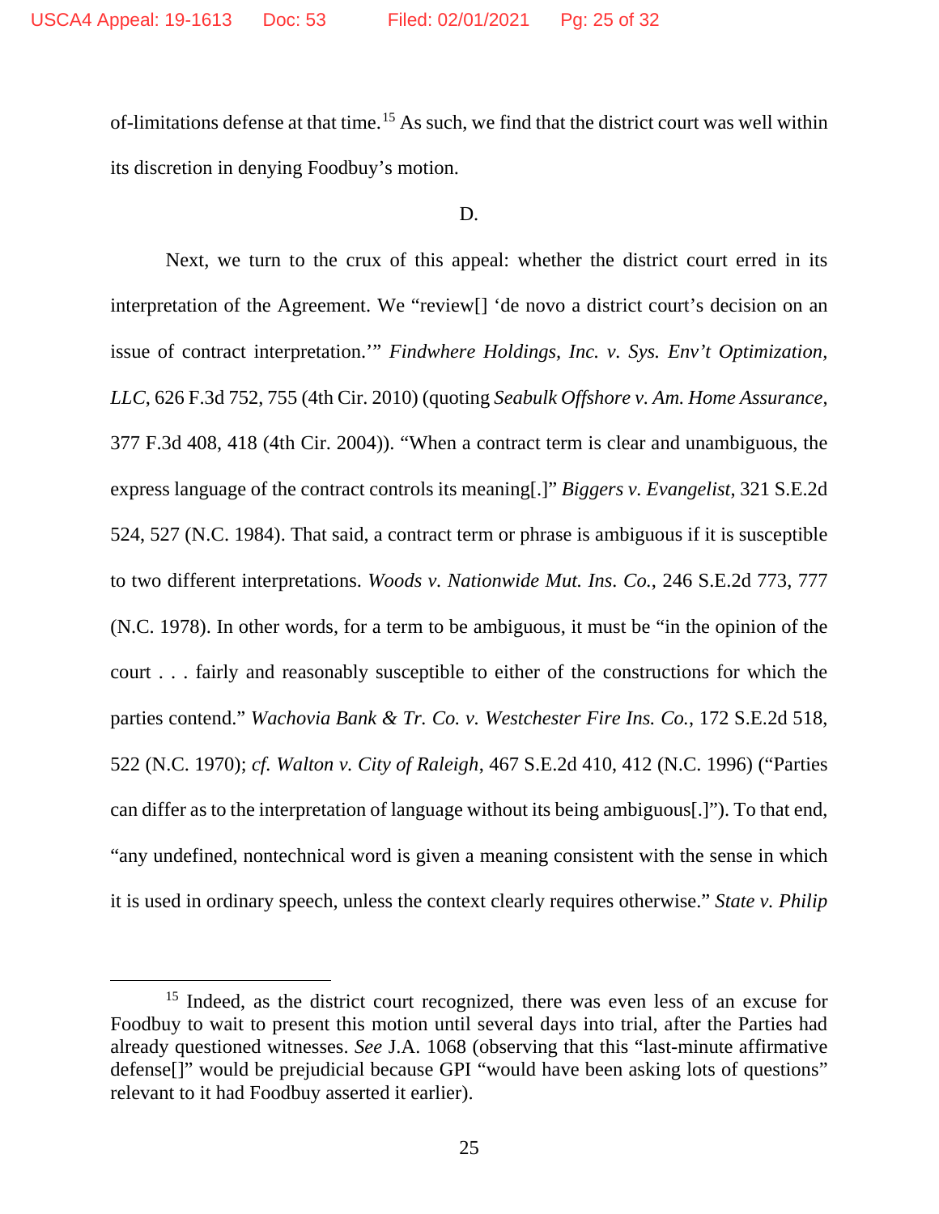of-limitations defense at that time.[15] As such, we find that the district court was well within its discretion in denying Foodbuy's motion.

D.

Next, we turn to the crux of this appeal: whether the district court erred in its interpretation of the Agreement. We "review[] 'de novo a district court's decision on an issue of contract interpretation.'" *Findwhere Holdings, Inc. v. Sys. Env't Optimization, LLC*, 626 F.3d 752, 755 (4th Cir. 2010) (quoting *Seabulk Offshore v. Am. Home Assurance*, 377 F.3d 408, 418 (4th Cir. 2004)). "When a contract term is clear and unambiguous, the express language of the contract controls its meaning[.]" *Biggers v. Evangelist*, 321 S.E.2d 524, 527 (N.C. 1984). That said, a contract term or phrase is ambiguous if it is susceptible to two different interpretations. *Woods v. Nationwide Mut. Ins. Co.*, 246 S.E.2d 773, 777 (N.C. 1978). In other words, for a term to be ambiguous, it must be "in the opinion of the court . . . fairly and reasonably susceptible to either of the constructions for which the parties contend." *Wachovia Bank & Tr. Co. v. Westchester Fire Ins. Co.*, 172 S.E.2d 518, 522 (N.C. 1970); *cf. Walton v. City of Raleigh*, 467 S.E.2d 410, 412 (N.C. 1996) ("Parties can differ as to the interpretation of language without its being ambiguous[.]"). To that end, "any undefined, nontechnical word is given a meaning consistent with the sense in which it is used in ordinary speech, unless the context clearly requires otherwise." *State v. Philip*

[15] Indeed, as the district court recognized, there was even less of an excuse for Foodbuy to wait to present this motion until several days into trial, after the Parties had already questioned witnesses. *See* J.A. 1068 (observing that this "last-minute affirmative defense[]" would be prejudicial because GPI "would have been asking lots of questions" relevant to it had Foodbuy asserted it earlier).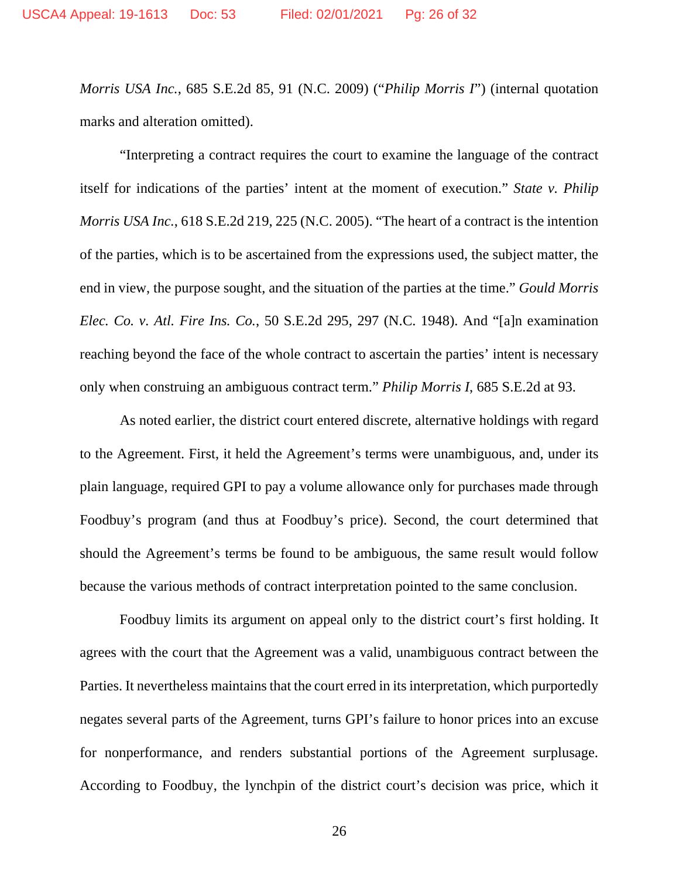*Morris USA Inc.*, 685 S.E.2d 85, 91 (N.C. 2009) ("*Philip Morris I*") (internal quotation marks and alteration omitted).

"Interpreting a contract requires the court to examine the language of the contract itself for indications of the parties' intent at the moment of execution." *State v. Philip Morris USA Inc.*, 618 S.E.2d 219, 225 (N.C. 2005). "The heart of a contract is the intention of the parties, which is to be ascertained from the expressions used, the subject matter, the end in view, the purpose sought, and the situation of the parties at the time." *Gould Morris Elec. Co. v. Atl. Fire Ins. Co.*, 50 S.E.2d 295, 297 (N.C. 1948). And "[a]n examination reaching beyond the face of the whole contract to ascertain the parties' intent is necessary only when construing an ambiguous contract term." *Philip Morris I*, 685 S.E.2d at 93.

As noted earlier, the district court entered discrete, alternative holdings with regard to the Agreement. First, it held the Agreement's terms were unambiguous, and, under its plain language, required GPI to pay a volume allowance only for purchases made through Foodbuy's program (and thus at Foodbuy's price). Second, the court determined that should the Agreement's terms be found to be ambiguous, the same result would follow because the various methods of contract interpretation pointed to the same conclusion.

Foodbuy limits its argument on appeal only to the district court's first holding. It agrees with the court that the Agreement was a valid, unambiguous contract between the Parties. It nevertheless maintains that the court erred in its interpretation, which purportedly negates several parts of the Agreement, turns GPI's failure to honor prices into an excuse for nonperformance, and renders substantial portions of the Agreement surplusage. According to Foodbuy, the lynchpin of the district court's decision was price, which it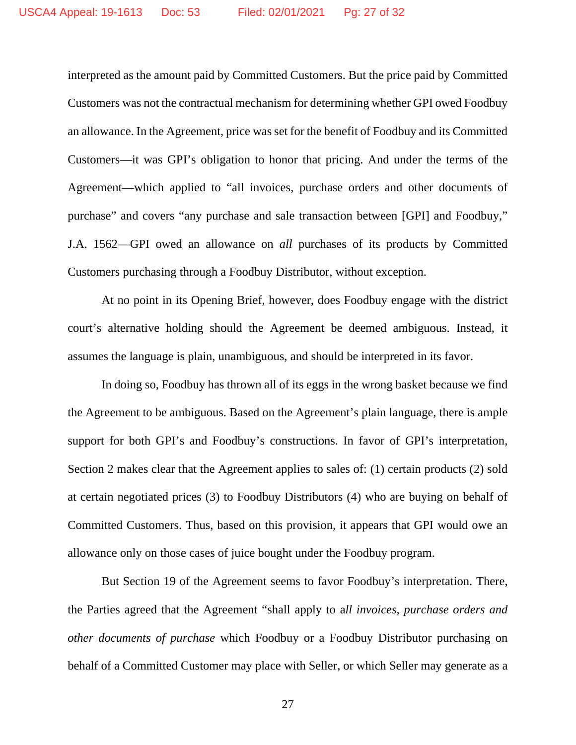interpreted as the amount paid by Committed Customers. But the price paid by Committed Customers was not the contractual mechanism for determining whether GPI owed Foodbuy an allowance. In the Agreement, price was set for the benefit of Foodbuy and its Committed Customers—it was GPI's obligation to honor that pricing. And under the terms of the Agreement—which applied to "all invoices, purchase orders and other documents of purchase" and covers "any purchase and sale transaction between [GPI] and Foodbuy," J.A. 1562—GPI owed an allowance on *all* purchases of its products by Committed Customers purchasing through a Foodbuy Distributor, without exception.

At no point in its Opening Brief, however, does Foodbuy engage with the district court's alternative holding should the Agreement be deemed ambiguous. Instead, it assumes the language is plain, unambiguous, and should be interpreted in its favor.

In doing so, Foodbuy has thrown all of its eggs in the wrong basket because we find the Agreement to be ambiguous. Based on the Agreement's plain language, there is ample support for both GPI's and Foodbuy's constructions. In favor of GPI's interpretation, Section 2 makes clear that the Agreement applies to sales of: (1) certain products (2) sold at certain negotiated prices (3) to Foodbuy Distributors (4) who are buying on behalf of Committed Customers. Thus, based on this provision, it appears that GPI would owe an allowance only on those cases of juice bought under the Foodbuy program.

But Section 19 of the Agreement seems to favor Foodbuy's interpretation. There, the Parties agreed that the Agreement "shall apply to a*ll invoices, purchase orders and other documents of purchase* which Foodbuy or a Foodbuy Distributor purchasing on behalf of a Committed Customer may place with Seller, or which Seller may generate as a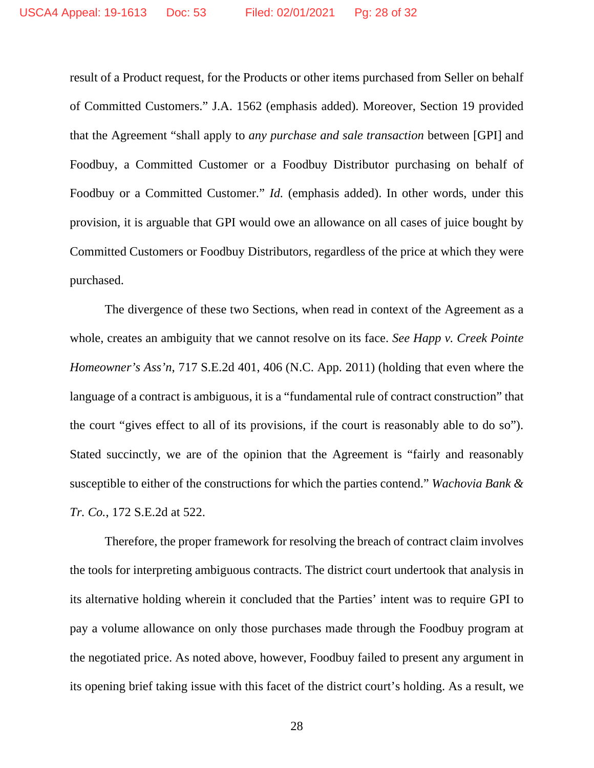result of a Product request, for the Products or other items purchased from Seller on behalf of Committed Customers." J.A. 1562 (emphasis added). Moreover, Section 19 provided that the Agreement "shall apply to *any purchase and sale transaction* between [GPI] and Foodbuy, a Committed Customer or a Foodbuy Distributor purchasing on behalf of Foodbuy or a Committed Customer." *Id.* (emphasis added). In other words, under this provision, it is arguable that GPI would owe an allowance on all cases of juice bought by Committed Customers or Foodbuy Distributors, regardless of the price at which they were purchased.

The divergence of these two Sections, when read in context of the Agreement as a whole, creates an ambiguity that we cannot resolve on its face. *See Happ v. Creek Pointe Homeowner's Ass'n*, 717 S.E.2d 401, 406 (N.C. App. 2011) (holding that even where the language of a contract is ambiguous, it is a "fundamental rule of contract construction" that the court "gives effect to all of its provisions, if the court is reasonably able to do so"). Stated succinctly, we are of the opinion that the Agreement is "fairly and reasonably susceptible to either of the constructions for which the parties contend." *Wachovia Bank & Tr. Co.*, 172 S.E.2d at 522.

Therefore, the proper framework for resolving the breach of contract claim involves the tools for interpreting ambiguous contracts. The district court undertook that analysis in its alternative holding wherein it concluded that the Parties' intent was to require GPI to pay a volume allowance on only those purchases made through the Foodbuy program at the negotiated price. As noted above, however, Foodbuy failed to present any argument in its opening brief taking issue with this facet of the district court's holding. As a result, we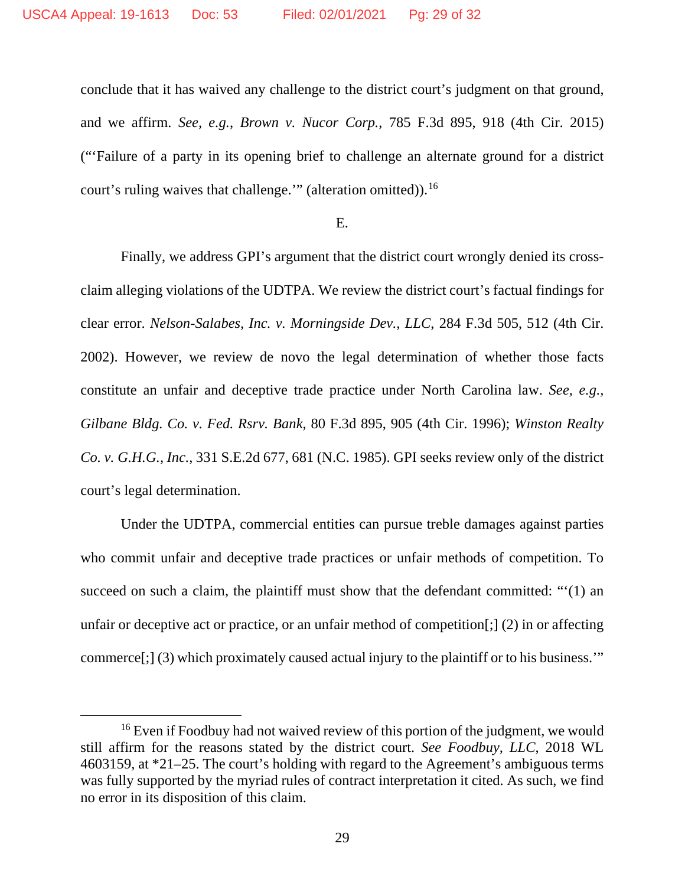conclude that it has waived any challenge to the district court's judgment on that ground, and we affirm. *See, e.g.*, *Brown v. Nucor Corp.*, 785 F.3d 895, 918 (4th Cir. 2015) ("'Failure of a party in its opening brief to challenge an alternate ground for a district court's ruling waives that challenge.'" (alteration omitted)).[16]

E.

Finally, we address GPI's argument that the district court wrongly denied its cross-claim alleging violations of the UDTPA. We review the district court's factual findings for clear error. *Nelson-Salabes, Inc. v. Morningside Dev., LLC*, 284 F.3d 505, 512 (4th Cir. 2002). However, we review de novo the legal determination of whether those facts constitute an unfair and deceptive trade practice under North Carolina law. *See, e.g.*, *Gilbane Bldg. Co. v. Fed. Rsrv. Bank*, 80 F.3d 895, 905 (4th Cir. 1996); *Winston Realty Co. v. G.H.G., Inc.*, 331 S.E.2d 677, 681 (N.C. 1985). GPI seeks review only of the district court's legal determination.

Under the UDTPA, commercial entities can pursue treble damages against parties who commit unfair and deceptive trade practices or unfair methods of competition. To succeed on such a claim, the plaintiff must show that the defendant committed: "'(1) an unfair or deceptive act or practice, or an unfair method of competition[;] (2) in or affecting commerce[;] (3) which proximately caused actual injury to the plaintiff or to his business.'"

---

[16] Even if Foodbuy had not waived review of this portion of the judgment, we would still affirm for the reasons stated by the district court. *See Foodbuy, LLC*, 2018 WL 4603159, at *21–25. The court's holding with regard to the Agreement's ambiguous terms was fully supported by the myriad rules of contract interpretation it cited. As such, we find no error in its disposition of this claim.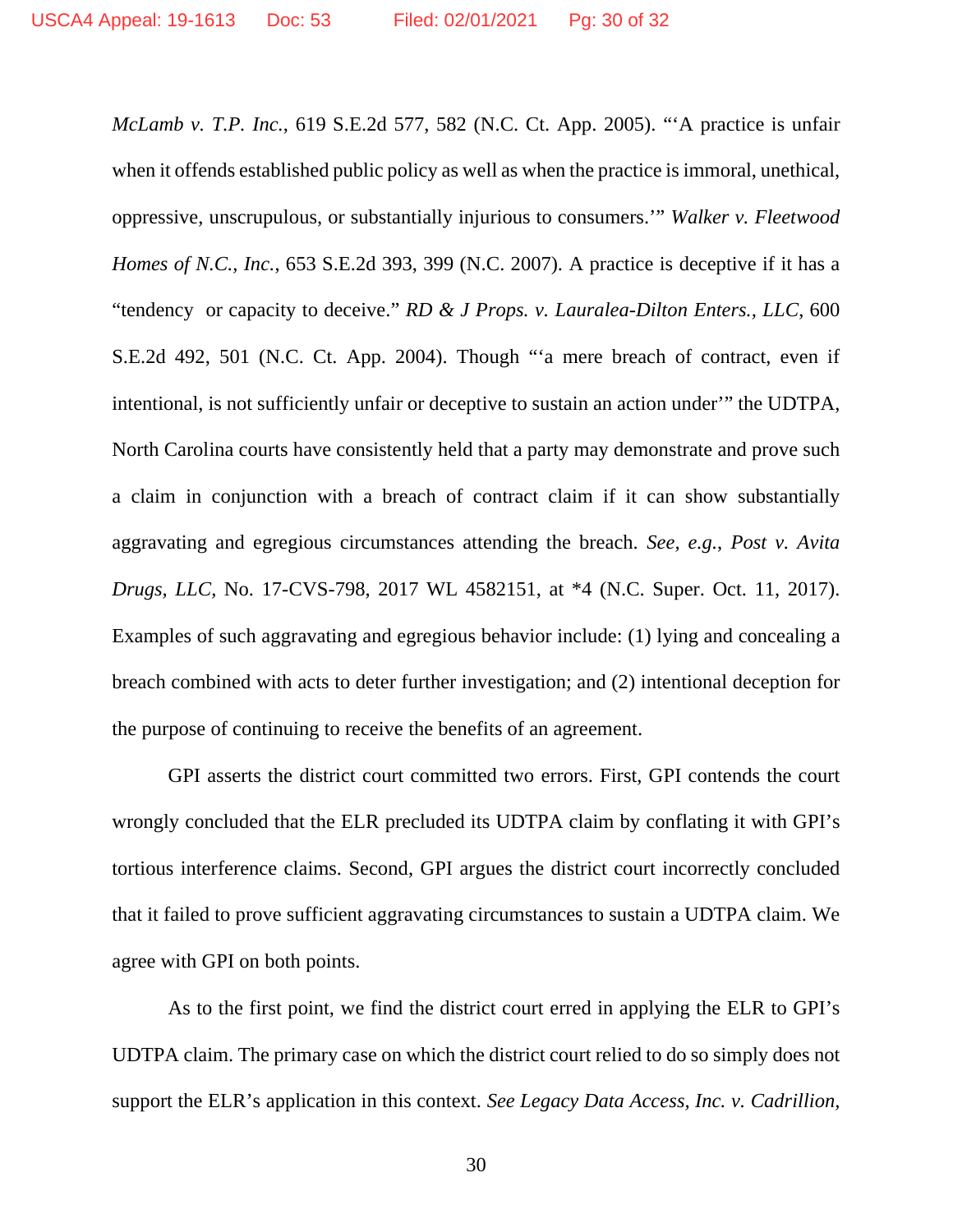*McLamb v. T.P. Inc.*, 619 S.E.2d 577, 582 (N.C. Ct. App. 2005). "'A practice is unfair when it offends established public policy as well as when the practice is immoral, unethical, oppressive, unscrupulous, or substantially injurious to consumers.'" *Walker v. Fleetwood Homes of N.C., Inc.*, 653 S.E.2d 393, 399 (N.C. 2007). A practice is deceptive if it has a "tendency or capacity to deceive." *RD & J Props. v. Lauralea-Dilton Enters., LLC*, 600 S.E.2d 492, 501 (N.C. Ct. App. 2004). Though "'a mere breach of contract, even if intentional, is not sufficiently unfair or deceptive to sustain an action under'" the UDTPA, North Carolina courts have consistently held that a party may demonstrate and prove such a claim in conjunction with a breach of contract claim if it can show substantially aggravating and egregious circumstances attending the breach. *See, e.g.*, *Post v. Avita Drugs, LLC*, No. 17-CVS-798, 2017 WL 4582151, at *4 (N.C. Super. Oct. 11, 2017). Examples of such aggravating and egregious behavior include: (1) lying and concealing a breach combined with acts to deter further investigation; and (2) intentional deception for the purpose of continuing to receive the benefits of an agreement.

GPI asserts the district court committed two errors. First, GPI contends the court wrongly concluded that the ELR precluded its UDTPA claim by conflating it with GPI's tortious interference claims. Second, GPI argues the district court incorrectly concluded that it failed to prove sufficient aggravating circumstances to sustain a UDTPA claim. We agree with GPI on both points.

As to the first point, we find the district court erred in applying the ELR to GPI's UDTPA claim. The primary case on which the district court relied to do so simply does not support the ELR's application in this context. *See Legacy Data Access, Inc. v. Cadrillion,*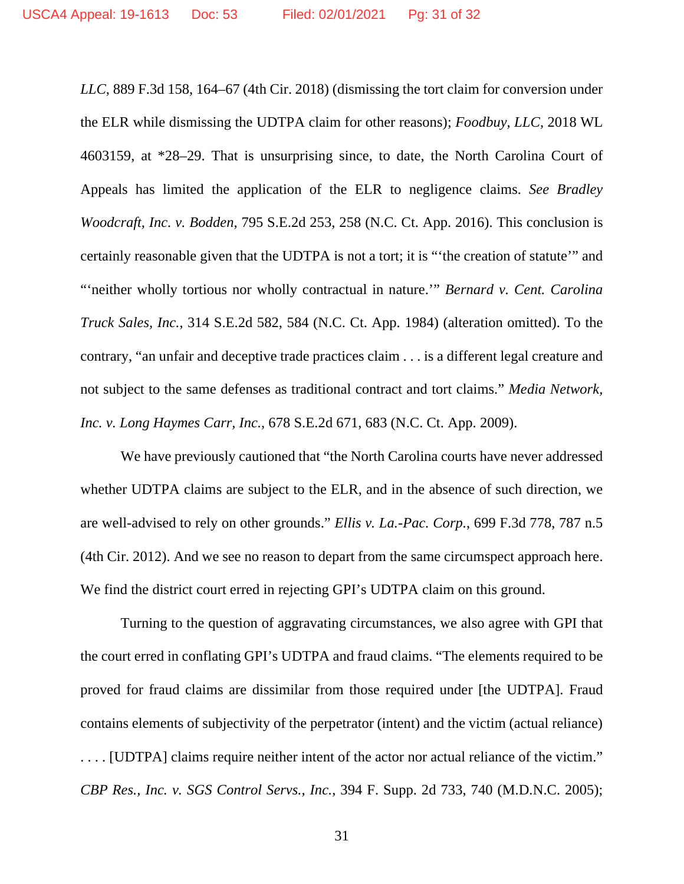*LLC*, 889 F.3d 158, 164–67 (4th Cir. 2018) (dismissing the tort claim for conversion under the ELR while dismissing the UDTPA claim for other reasons); *Foodbuy, LLC*, 2018 WL 4603159, at *28–29. That is unsurprising since, to date, the North Carolina Court of Appeals has limited the application of the ELR to negligence claims. *See Bradley Woodcraft, Inc. v. Bodden*, 795 S.E.2d 253, 258 (N.C. Ct. App. 2016). This conclusion is certainly reasonable given that the UDTPA is not a tort; it is "'the creation of statute'" and "'neither wholly tortious nor wholly contractual in nature.'" *Bernard v. Cent. Carolina Truck Sales, Inc.*, 314 S.E.2d 582, 584 (N.C. Ct. App. 1984) (alteration omitted). To the contrary, "an unfair and deceptive trade practices claim . . . is a different legal creature and not subject to the same defenses as traditional contract and tort claims." *Media Network, Inc. v. Long Haymes Carr, Inc.*, 678 S.E.2d 671, 683 (N.C. Ct. App. 2009).

We have previously cautioned that "the North Carolina courts have never addressed whether UDTPA claims are subject to the ELR, and in the absence of such direction, we are well-advised to rely on other grounds." *Ellis v. La.-Pac. Corp.*, 699 F.3d 778, 787 n.5 (4th Cir. 2012). And we see no reason to depart from the same circumspect approach here. We find the district court erred in rejecting GPI's UDTPA claim on this ground.

Turning to the question of aggravating circumstances, we also agree with GPI that the court erred in conflating GPI's UDTPA and fraud claims. "The elements required to be proved for fraud claims are dissimilar from those required under [the UDTPA]. Fraud contains elements of subjectivity of the perpetrator (intent) and the victim (actual reliance) . . . . [UDTPA] claims require neither intent of the actor nor actual reliance of the victim." *CBP Res., Inc. v. SGS Control Servs., Inc.*, 394 F. Supp. 2d 733, 740 (M.D.N.C. 2005);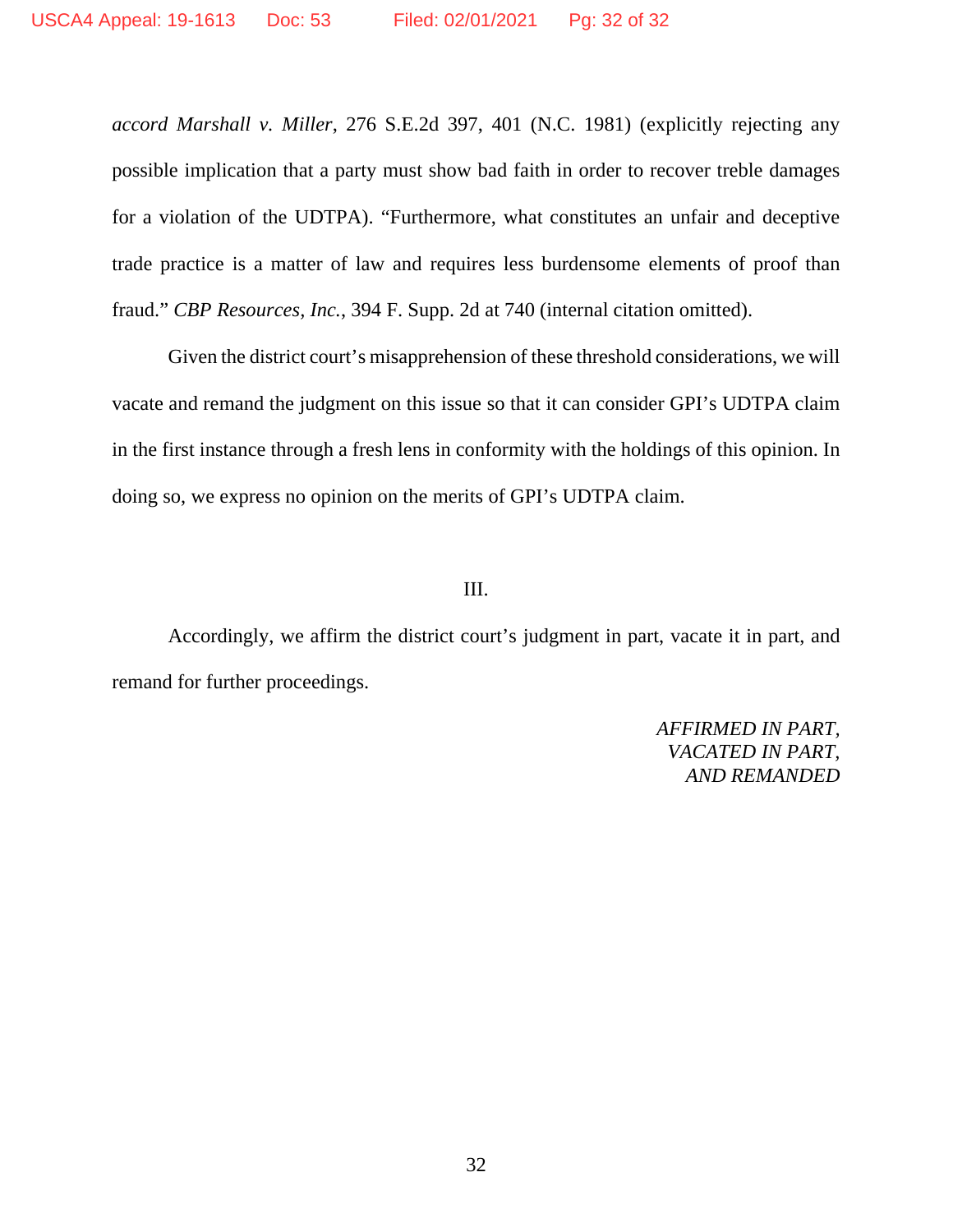*accord Marshall v. Miller*, 276 S.E.2d 397, 401 (N.C. 1981) (explicitly rejecting any possible implication that a party must show bad faith in order to recover treble damages for a violation of the UDTPA). "Furthermore, what constitutes an unfair and deceptive trade practice is a matter of law and requires less burdensome elements of proof than fraud." *CBP Resources, Inc.*, 394 F. Supp. 2d at 740 (internal citation omitted).

Given the district court's misapprehension of these threshold considerations, we will vacate and remand the judgment on this issue so that it can consider GPI's UDTPA claim in the first instance through a fresh lens in conformity with the holdings of this opinion. In doing so, we express no opinion on the merits of GPI's UDTPA claim.

## III.

Accordingly, we affirm the district court's judgment in part, vacate it in part, and remand for further proceedings.

*AFFIRMED IN PART,*
*VACATED IN PART,*
*AND REMANDED*